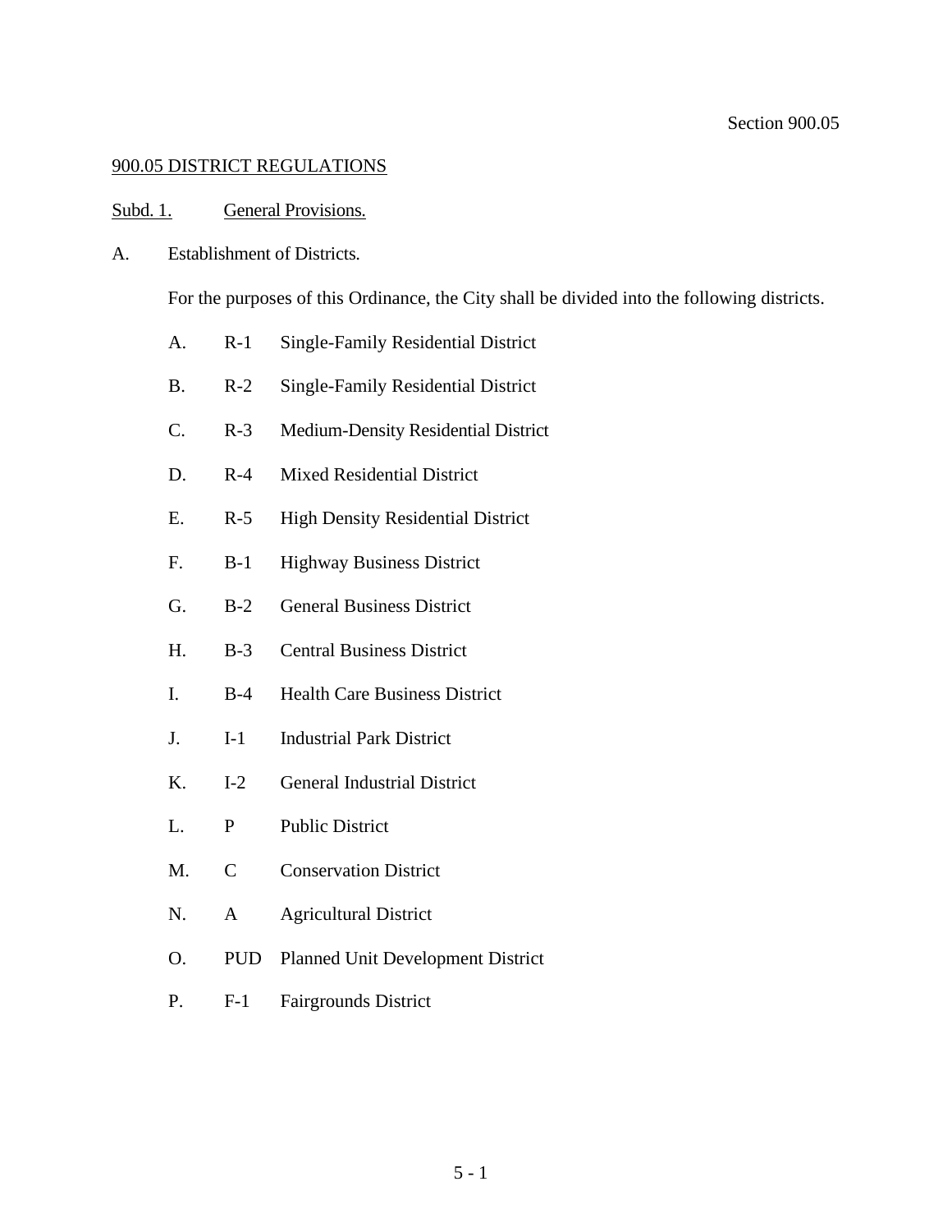## 900.05 DISTRICT REGULATIONS

### Subd. 1. General Provisions.

A. Establishment of Districts.

For the purposes of this Ordinance, the City shall be divided into the following districts.

A. R-1 Single-Family Residential District

B. R-2 Single-Family Residential District

C. R-3 Medium-Density Residential District

D. R-4 Mixed Residential District

E. R-5 High Density Residential District

F. B-1 Highway Business District

G. B-2 General Business District

H. B-3 Central Business District

I. B-4 Health Care Business District

J. I-1 Industrial Park District

K. I-2 General Industrial District

L. P Public District

M. C Conservation District

N. A Agricultural District

O. PUD Planned Unit Development District

P. F-1 Fairgrounds District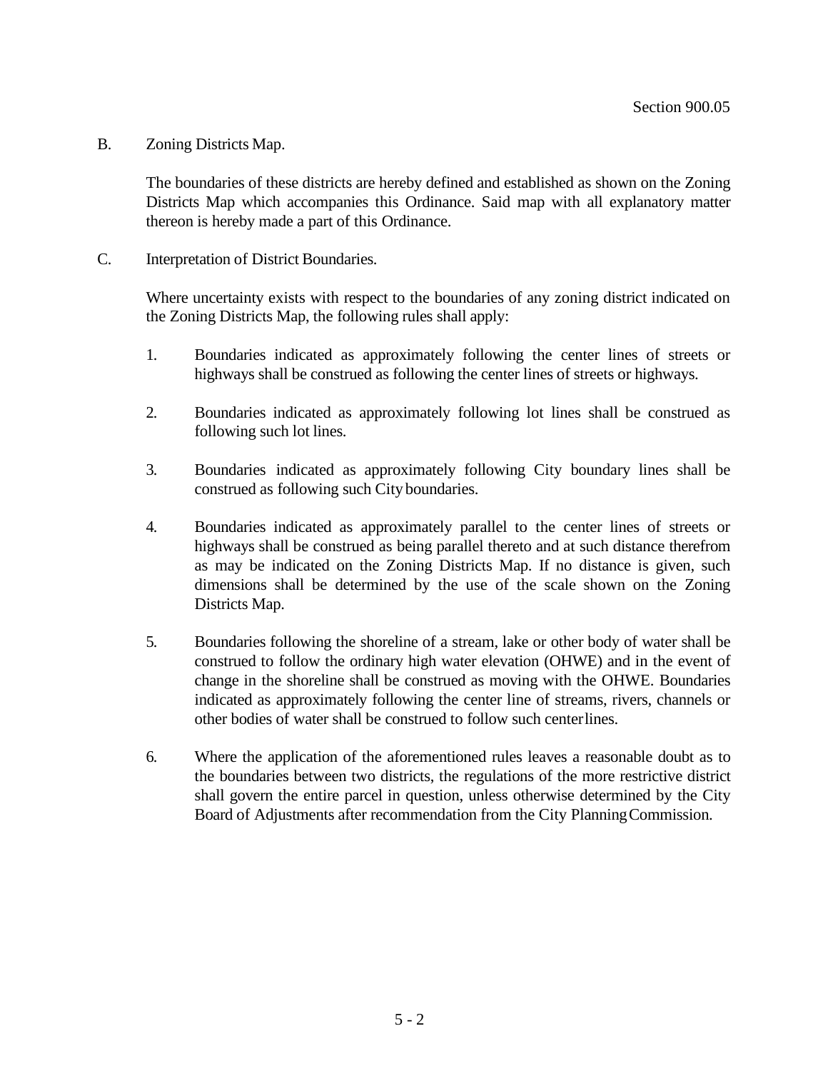B. Zoning Districts Map.

The boundaries of these districts are hereby defined and established as shown on the Zoning Districts Map which accompanies this Ordinance. Said map with all explanatory matter thereon is hereby made a part of this Ordinance.

C. Interpretation of District Boundaries.

Where uncertainty exists with respect to the boundaries of any zoning district indicated on the Zoning Districts Map, the following rules shall apply:

1. Boundaries indicated as approximately following the center lines of streets or highways shall be construed as following the center lines of streets or highways.

2. Boundaries indicated as approximately following lot lines shall be construed as following such lot lines.

3. Boundaries indicated as approximately following City boundary lines shall be construed as following such City boundaries.

4. Boundaries indicated as approximately parallel to the center lines of streets or highways shall be construed as being parallel thereto and at such distance therefrom as may be indicated on the Zoning Districts Map. If no distance is given, such dimensions shall be determined by the use of the scale shown on the Zoning Districts Map.

5. Boundaries following the shoreline of a stream, lake or other body of water shall be construed to follow the ordinary high water elevation (OHWE) and in the event of change in the shoreline shall be construed as moving with the OHWE. Boundaries indicated as approximately following the center line of streams, rivers, channels or other bodies of water shall be construed to follow such centerlines.

6. Where the application of the aforementioned rules leaves a reasonable doubt as to the boundaries between two districts, the regulations of the more restrictive district shall govern the entire parcel in question, unless otherwise determined by the City Board of Adjustments after recommendation from the City Planning Commission.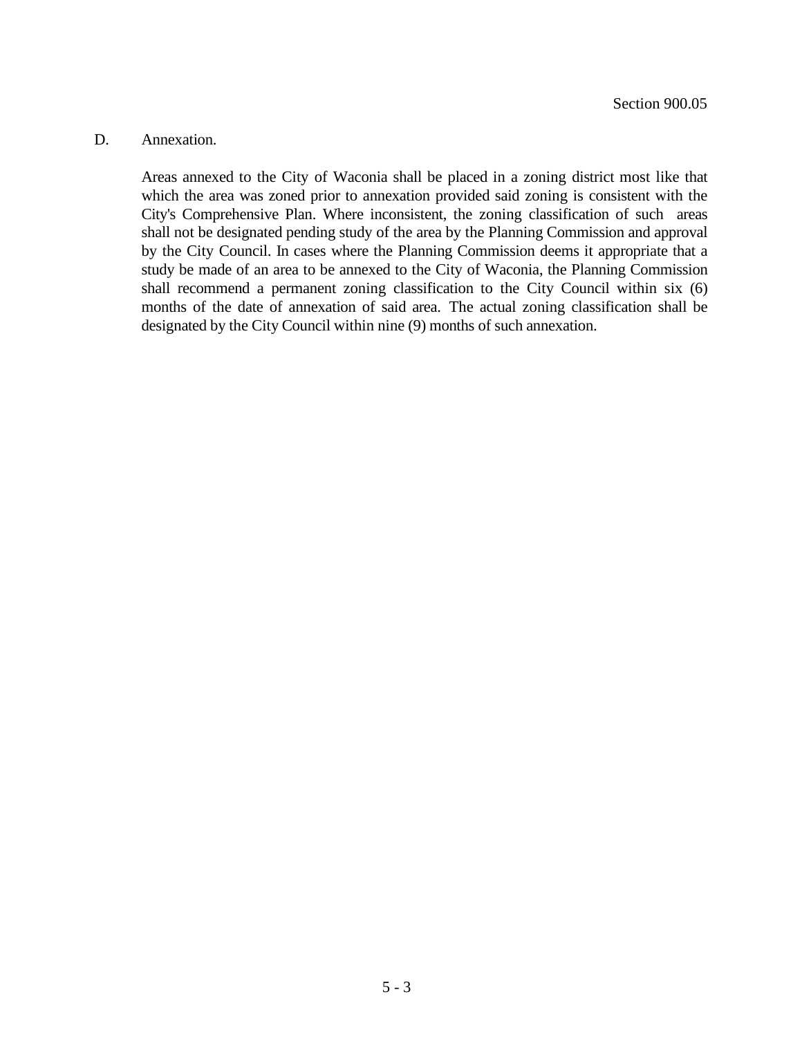D. Annexation.

Areas annexed to the City of Waconia shall be placed in a zoning district most like that which the area was zoned prior to annexation provided said zoning is consistent with the City's Comprehensive Plan. Where inconsistent, the zoning classification of such areas shall not be designated pending study of the area by the Planning Commission and approval by the City Council. In cases where the Planning Commission deems it appropriate that a study be made of an area to be annexed to the City of Waconia, the Planning Commission shall recommend a permanent zoning classification to the City Council within six (6) months of the date of annexation of said area. The actual zoning classification shall be designated by the City Council within nine (9) months of such annexation.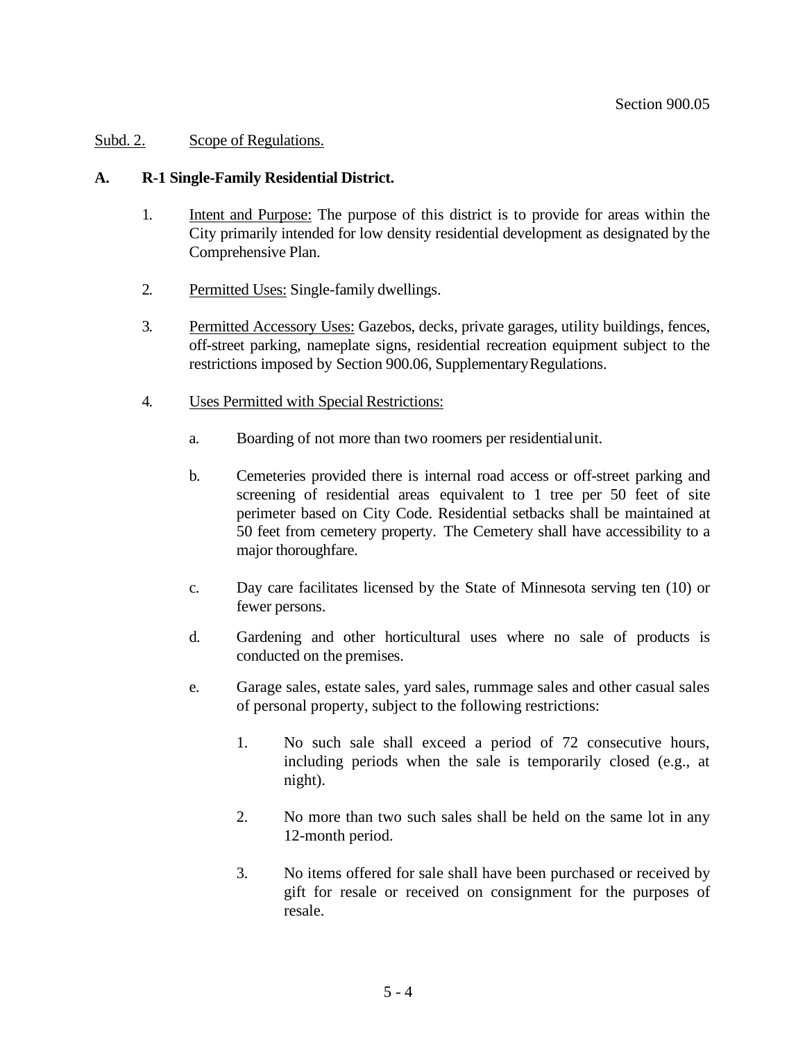Subd. 2. Scope of Regulations.

**A. R-1 Single-Family Residential District.**

1. Intent and Purpose: The purpose of this district is to provide for areas within the City primarily intended for low density residential development as designated by the Comprehensive Plan.

2. Permitted Uses: Single-family dwellings.

3. Permitted Accessory Uses: Gazebos, decks, private garages, utility buildings, fences, off-street parking, nameplate signs, residential recreation equipment subject to the restrictions imposed by Section 900.06, Supplementary Regulations.

4. Uses Permitted with Special Restrictions:

   a. Boarding of not more than two roomers per residential unit.

   b. Cemeteries provided there is internal road access or off-street parking and screening of residential areas equivalent to 1 tree per 50 feet of site perimeter based on City Code. Residential setbacks shall be maintained at 50 feet from cemetery property. The Cemetery shall have accessibility to a major thoroughfare.

   c. Day care facilitates licensed by the State of Minnesota serving ten (10) or fewer persons.

   d. Gardening and other horticultural uses where no sale of products is conducted on the premises.

   e. Garage sales, estate sales, yard sales, rummage sales and other casual sales of personal property, subject to the following restrictions:

      1. No such sale shall exceed a period of 72 consecutive hours, including periods when the sale is temporarily closed (e.g., at night).

      2. No more than two such sales shall be held on the same lot in any 12-month period.

      3. No items offered for sale shall have been purchased or received by gift for resale or received on consignment for the purposes of resale.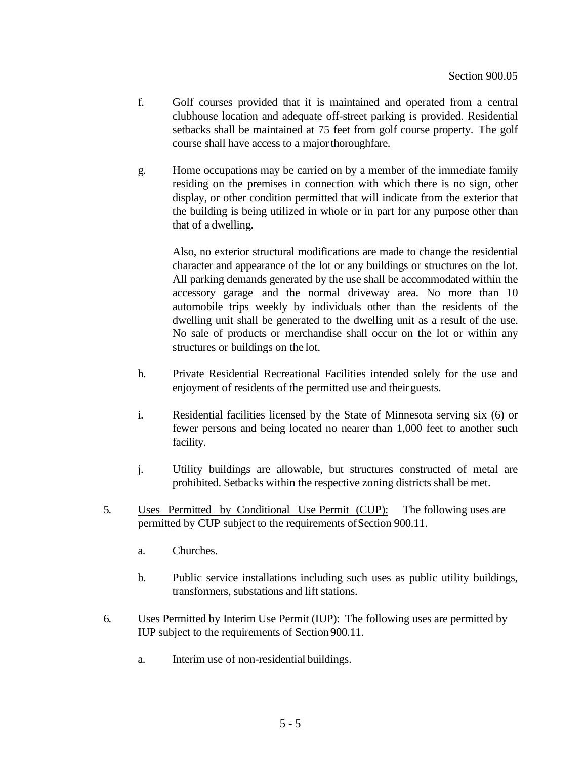f. Golf courses provided that it is maintained and operated from a central clubhouse location and adequate off-street parking is provided. Residential setbacks shall be maintained at 75 feet from golf course property. The golf course shall have access to a major thoroughfare.

g. Home occupations may be carried on by a member of the immediate family residing on the premises in connection with which there is no sign, other display, or other condition permitted that will indicate from the exterior that the building is being utilized in whole or in part for any purpose other than that of a dwelling.

   Also, no exterior structural modifications are made to change the residential character and appearance of the lot or any buildings or structures on the lot. All parking demands generated by the use shall be accommodated within the accessory garage and the normal driveway area. No more than 10 automobile trips weekly by individuals other than the residents of the dwelling unit shall be generated to the dwelling unit as a result of the use. No sale of products or merchandise shall occur on the lot or within any structures or buildings on the lot.

h. Private Residential Recreational Facilities intended solely for the use and enjoyment of residents of the permitted use and their guests.

i. Residential facilities licensed by the State of Minnesota serving six (6) or fewer persons and being located no nearer than 1,000 feet to another such facility.

j. Utility buildings are allowable, but structures constructed of metal are prohibited. Setbacks within the respective zoning districts shall be met.

5. <u>Uses Permitted by Conditional Use Permit (CUP):</u> The following uses are permitted by CUP subject to the requirements of Section 900.11.

   a. Churches.

   b. Public service installations including such uses as public utility buildings, transformers, substations and lift stations.

6. <u>Uses Permitted by Interim Use Permit (IUP):</u> The following uses are permitted by IUP subject to the requirements of Section 900.11.

   a. Interim use of non-residential buildings.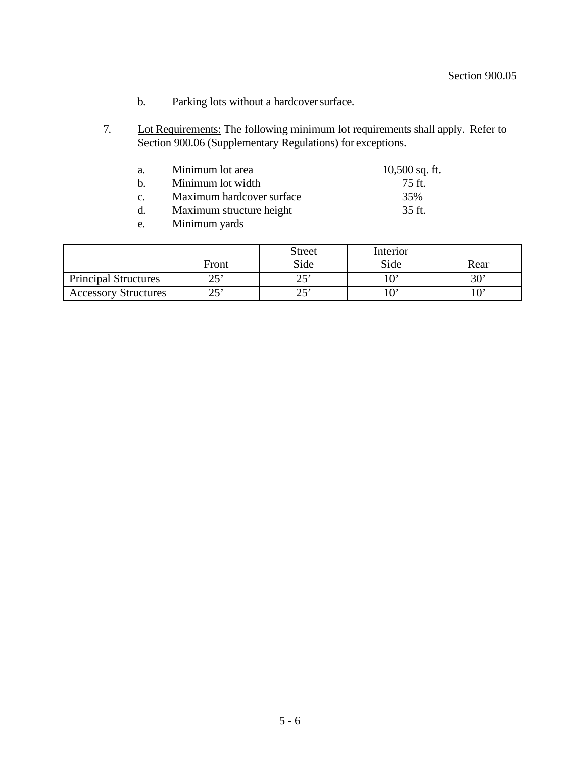b. Parking lots without a hardcover surface.

7. <u>Lot Requirements:</u> The following minimum lot requirements shall apply. Refer to Section 900.06 (Supplementary Regulations) for exceptions.

   a. Minimum lot area 10,500 sq. ft.
   b. Minimum lot width 75 ft.
   c. Maximum hardcover surface 35%
   d. Maximum structure height 35 ft.
   e. Minimum yards

| | Front | Street Side | Interior Side | Rear |
|---|---|---|---|---|
| Principal Structures | 25’ | 25’ | 10’ | 30’ |
| Accessory Structures | 25’ | 25’ | 10’ | 10’ |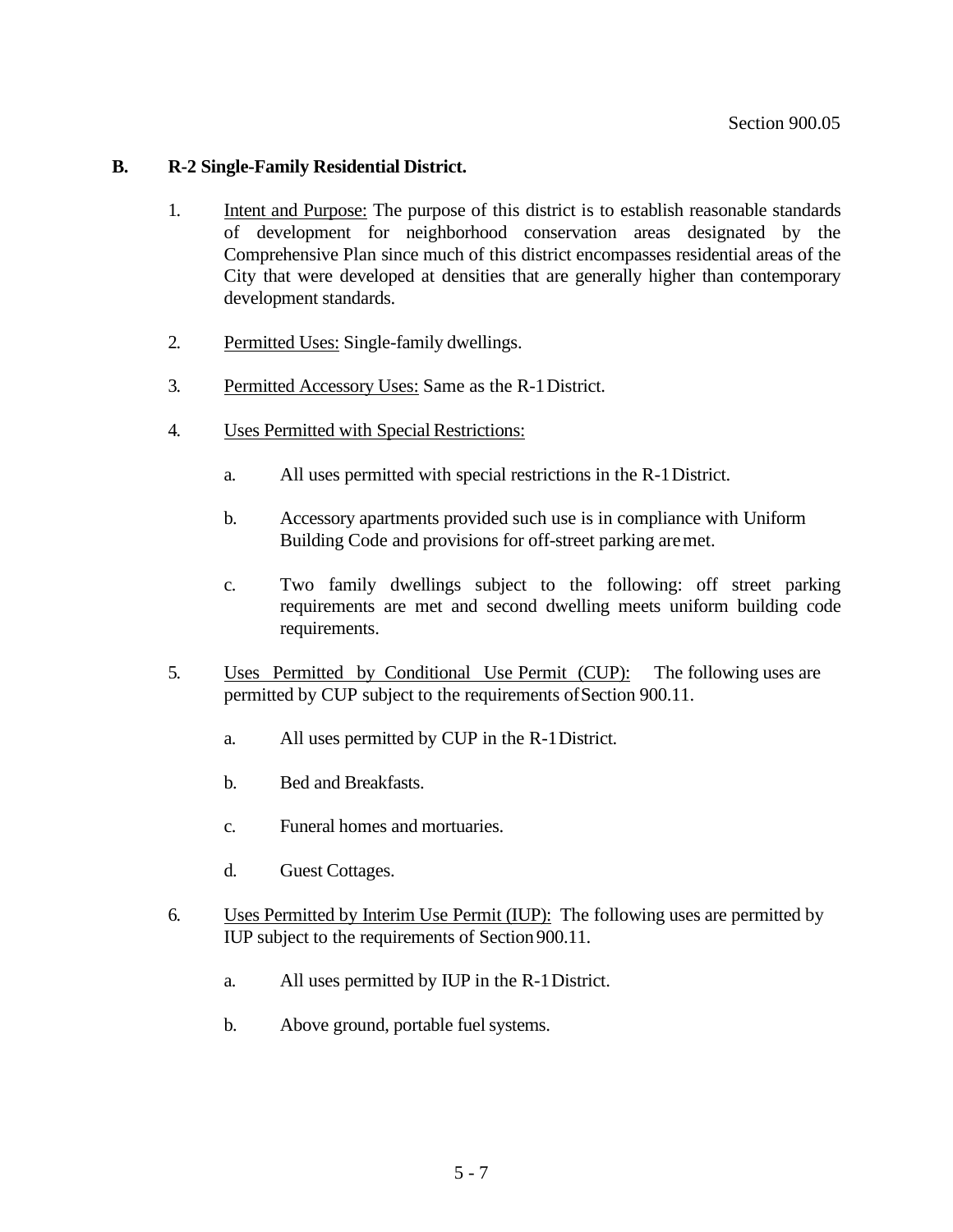### B. R-2 Single-Family Residential District.

1. Intent and Purpose: The purpose of this district is to establish reasonable standards of development for neighborhood conservation areas designated by the Comprehensive Plan since much of this district encompasses residential areas of the City that were developed at densities that are generally higher than contemporary development standards.

2. Permitted Uses: Single-family dwellings.

3. Permitted Accessory Uses: Same as the R-1 District.

4. Uses Permitted with Special Restrictions:

   a. All uses permitted with special restrictions in the R-1 District.

   b. Accessory apartments provided such use is in compliance with Uniform Building Code and provisions for off-street parking are met.

   c. Two family dwellings subject to the following: off street parking requirements are met and second dwelling meets uniform building code requirements.

5. Uses Permitted by Conditional Use Permit (CUP): The following uses are permitted by CUP subject to the requirements of Section 900.11.

   a. All uses permitted by CUP in the R-1 District.

   b. Bed and Breakfasts.

   c. Funeral homes and mortuaries.

   d. Guest Cottages.

6. Uses Permitted by Interim Use Permit (IUP): The following uses are permitted by IUP subject to the requirements of Section 900.11.

   a. All uses permitted by IUP in the R-1 District.

   b. Above ground, portable fuel systems.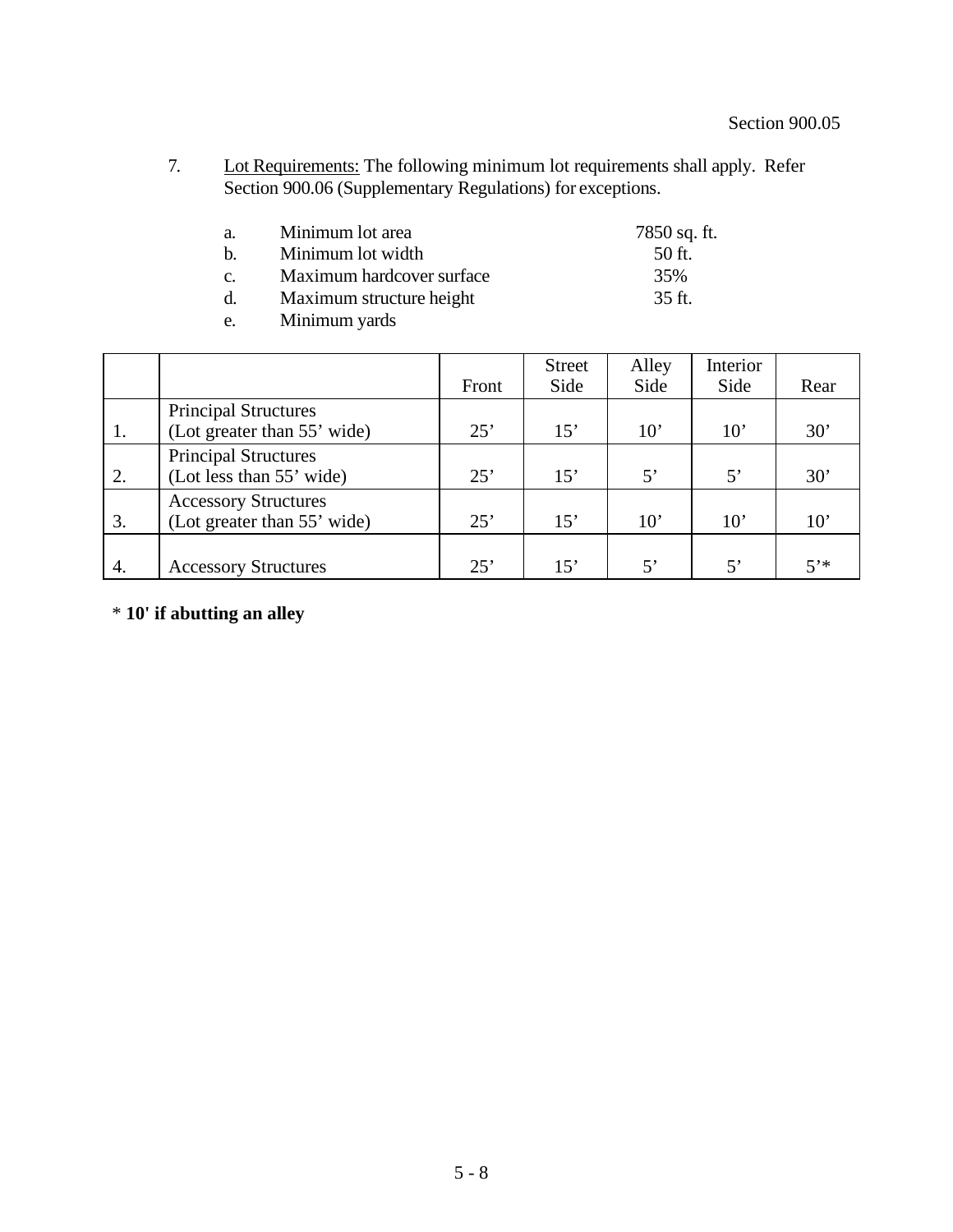7. Lot Requirements: The following minimum lot requirements shall apply. Refer Section 900.06 (Supplementary Regulations) for exceptions.

   a. Minimum lot area 7850 sq. ft.
   b. Minimum lot width 50 ft.
   c. Maximum hardcover surface 35%
   d. Maximum structure height 35 ft.
   e. Minimum yards

| | | Front | Street Side | Alley Side | Interior Side | Rear |
|---|---|---|---|---|---|---|
| 1. | Principal Structures (Lot greater than 55' wide) | 25' | 15' | 10' | 10' | 30' |
| 2. | Principal Structures (Lot less than 55' wide) | 25' | 15' | 5' | 5' | 30' |
| 3. | Accessory Structures (Lot greater than 55' wide) | 25' | 15' | 10' | 10' | 10' |
| 4. | Accessory Structures | 25' | 15' | 5' | 5' | 5'* |

\* **10' if abutting an alley**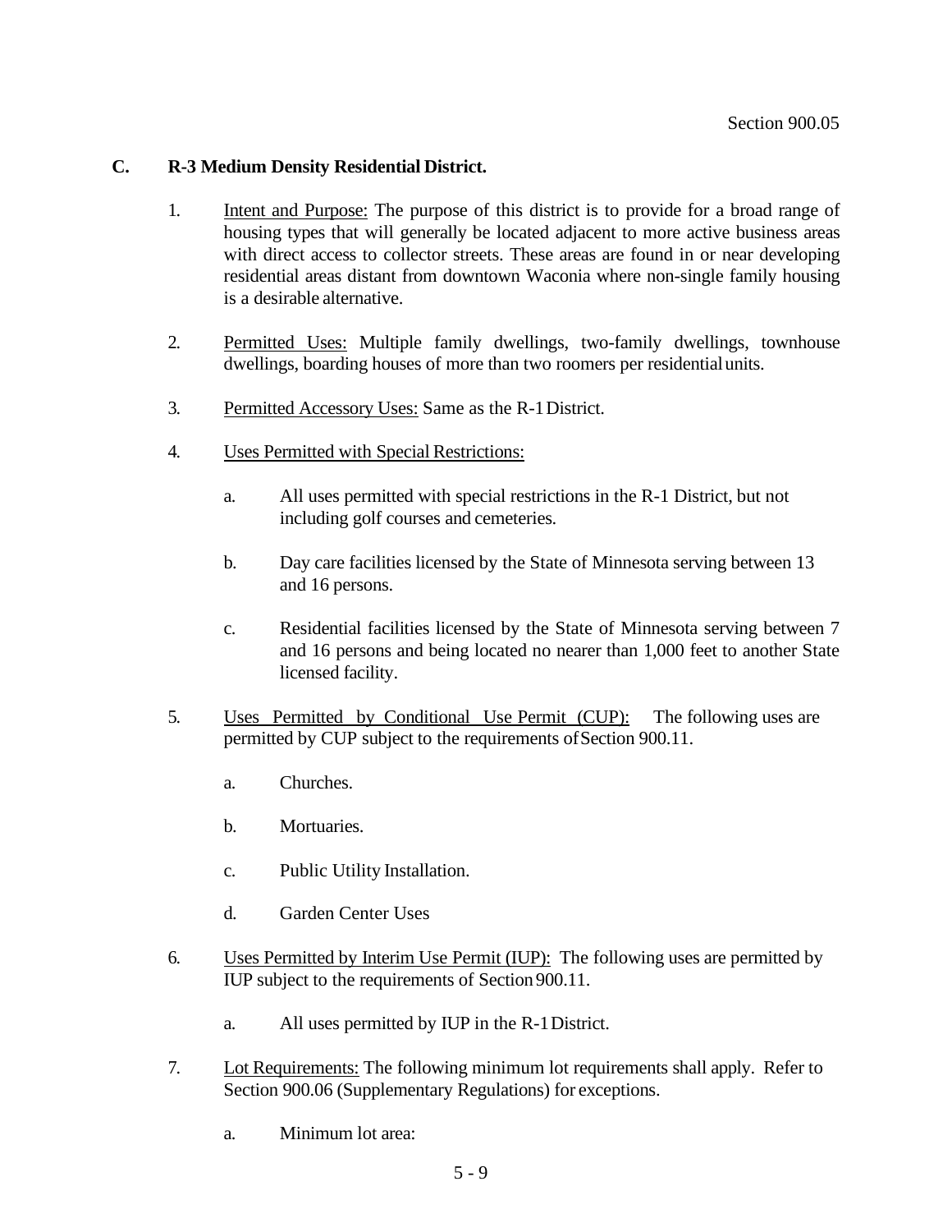**C. R-3 Medium Density Residential District.**

1. Intent and Purpose: The purpose of this district is to provide for a broad range of housing types that will generally be located adjacent to more active business areas with direct access to collector streets. These areas are found in or near developing residential areas distant from downtown Waconia where non-single family housing is a desirable alternative.

2. Permitted Uses: Multiple family dwellings, two-family dwellings, townhouse dwellings, boarding houses of more than two roomers per residential units.

3. Permitted Accessory Uses: Same as the R-1 District.

4. Uses Permitted with Special Restrictions:

   a. All uses permitted with special restrictions in the R-1 District, but not including golf courses and cemeteries.

   b. Day care facilities licensed by the State of Minnesota serving between 13 and 16 persons.

   c. Residential facilities licensed by the State of Minnesota serving between 7 and 16 persons and being located no nearer than 1,000 feet to another State licensed facility.

5. Uses Permitted by Conditional Use Permit (CUP): The following uses are permitted by CUP subject to the requirements of Section 900.11.

   a. Churches.

   b. Mortuaries.

   c. Public Utility Installation.

   d. Garden Center Uses

6. Uses Permitted by Interim Use Permit (IUP): The following uses are permitted by IUP subject to the requirements of Section 900.11.

   a. All uses permitted by IUP in the R-1 District.

7. Lot Requirements: The following minimum lot requirements shall apply. Refer to Section 900.06 (Supplementary Regulations) for exceptions.

   a. Minimum lot area: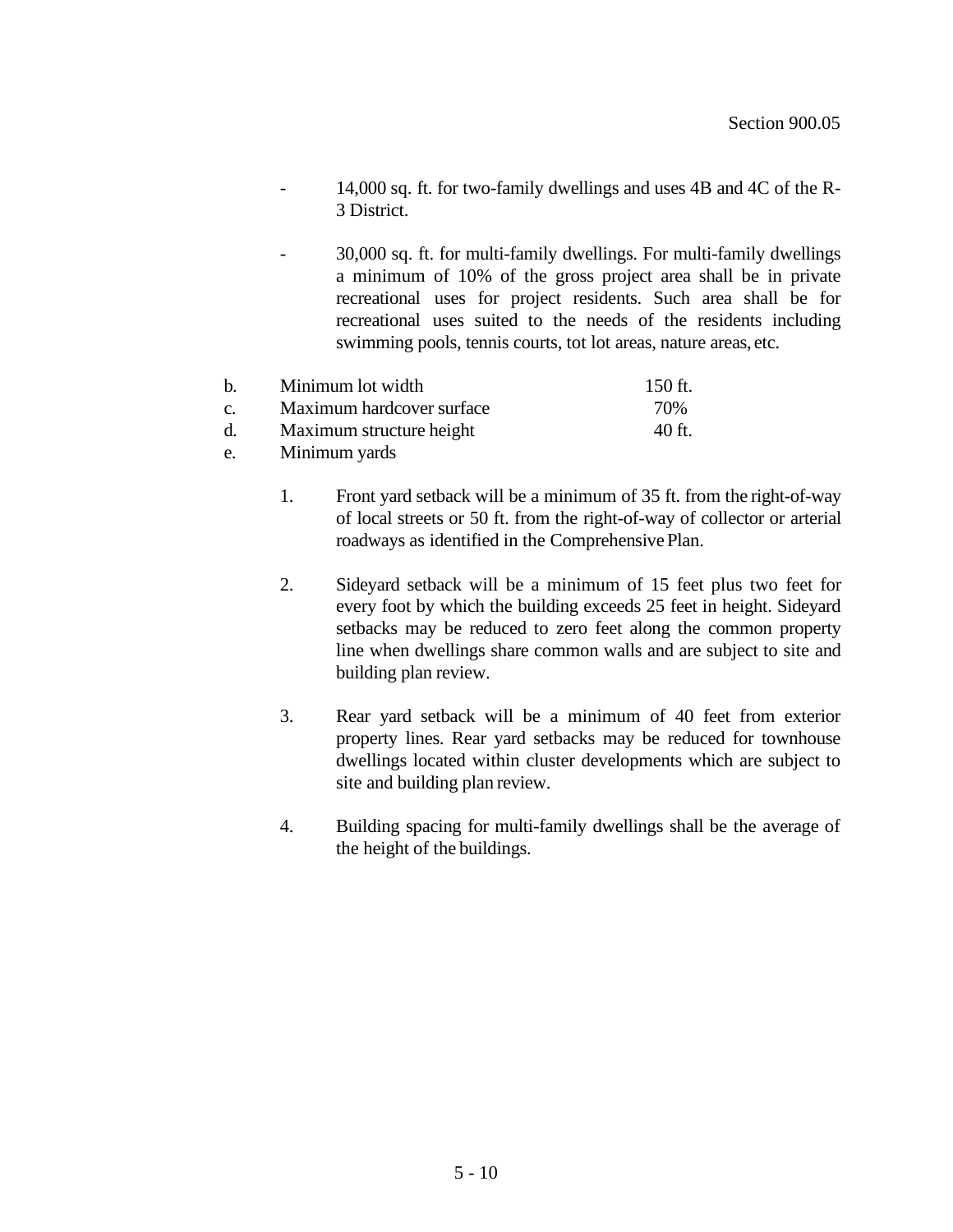- 14,000 sq. ft. for two-family dwellings and uses 4B and 4C of the R-3 District.

- 30,000 sq. ft. for multi-family dwellings. For multi-family dwellings a minimum of 10% of the gross project area shall be in private recreational uses for project residents. Such area shall be for recreational uses suited to the needs of the residents including swimming pools, tennis courts, tot lot areas, nature areas, etc.

b. Minimum lot width 150 ft.

c. Maximum hardcover surface 70%

d. Maximum structure height 40 ft.

e. Minimum yards

   1. Front yard setback will be a minimum of 35 ft. from the right-of-way of local streets or 50 ft. from the right-of-way of collector or arterial roadways as identified in the Comprehensive Plan.

   2. Sideyard setback will be a minimum of 15 feet plus two feet for every foot by which the building exceeds 25 feet in height. Sideyard setbacks may be reduced to zero feet along the common property line when dwellings share common walls and are subject to site and building plan review.

   3. Rear yard setback will be a minimum of 40 feet from exterior property lines. Rear yard setbacks may be reduced for townhouse dwellings located within cluster developments which are subject to site and building plan review.

   4. Building spacing for multi-family dwellings shall be the average of the height of the buildings.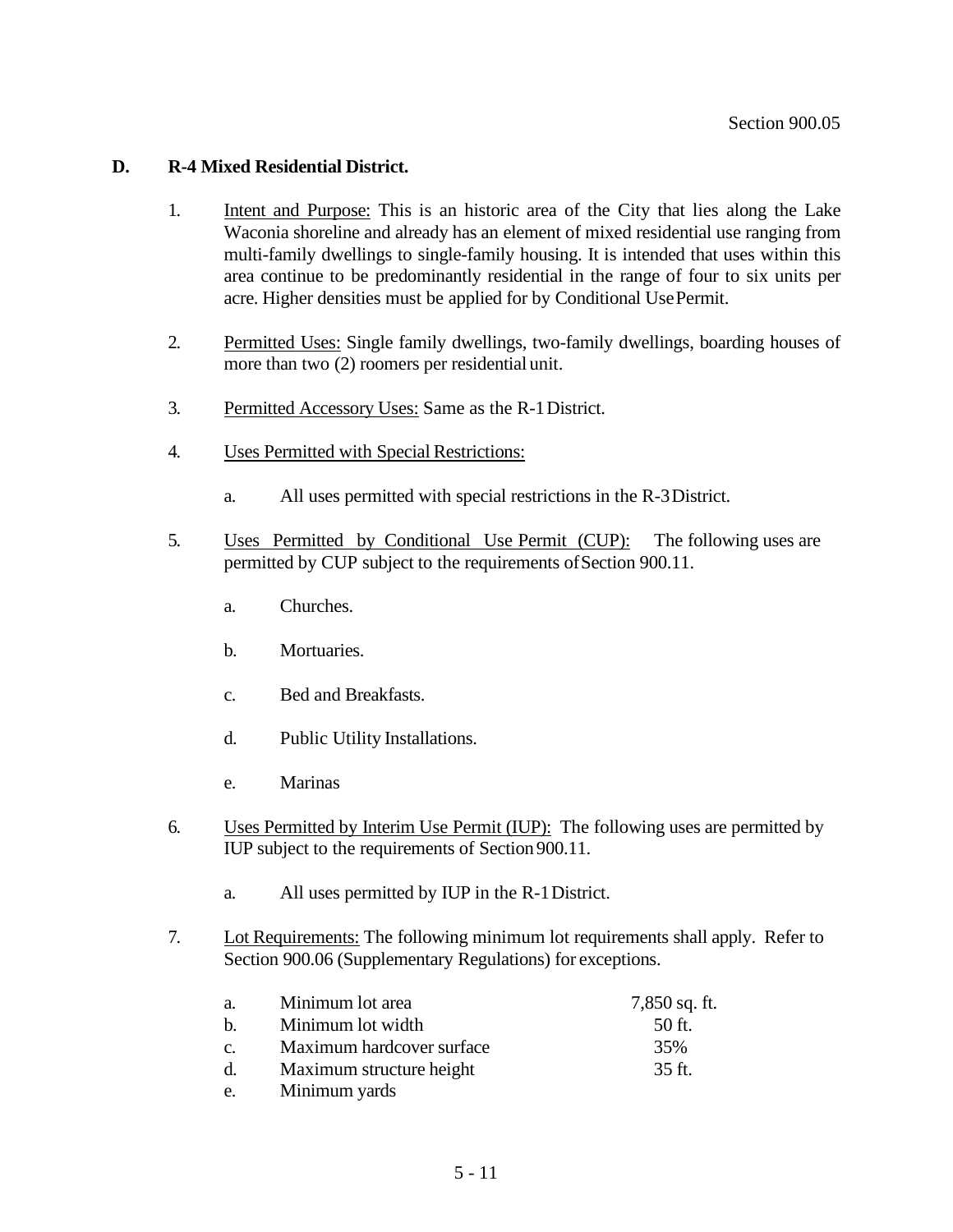**D. R-4 Mixed Residential District.**

1. Intent and Purpose: This is an historic area of the City that lies along the Lake Waconia shoreline and already has an element of mixed residential use ranging from multi-family dwellings to single-family housing. It is intended that uses within this area continue to be predominantly residential in the range of four to six units per acre. Higher densities must be applied for by Conditional Use Permit.

2. Permitted Uses: Single family dwellings, two-family dwellings, boarding houses of more than two (2) roomers per residential unit.

3. Permitted Accessory Uses: Same as the R-1 District.

4. Uses Permitted with Special Restrictions:

   a. All uses permitted with special restrictions in the R-3 District.

5. Uses Permitted by Conditional Use Permit (CUP): The following uses are permitted by CUP subject to the requirements of Section 900.11.

   a. Churches.

   b. Mortuaries.

   c. Bed and Breakfasts.

   d. Public Utility Installations.

   e. Marinas

6. Uses Permitted by Interim Use Permit (IUP): The following uses are permitted by IUP subject to the requirements of Section 900.11.

   a. All uses permitted by IUP in the R-1 District.

7. Lot Requirements: The following minimum lot requirements shall apply. Refer to Section 900.06 (Supplementary Regulations) for exceptions.

| | | |
|---|---|---|
| a. | Minimum lot area | 7,850 sq. ft. |
| b. | Minimum lot width | 50 ft. |
| c. | Maximum hardcover surface | 35% |
| d. | Maximum structure height | 35 ft. |
| e. | Minimum yards | |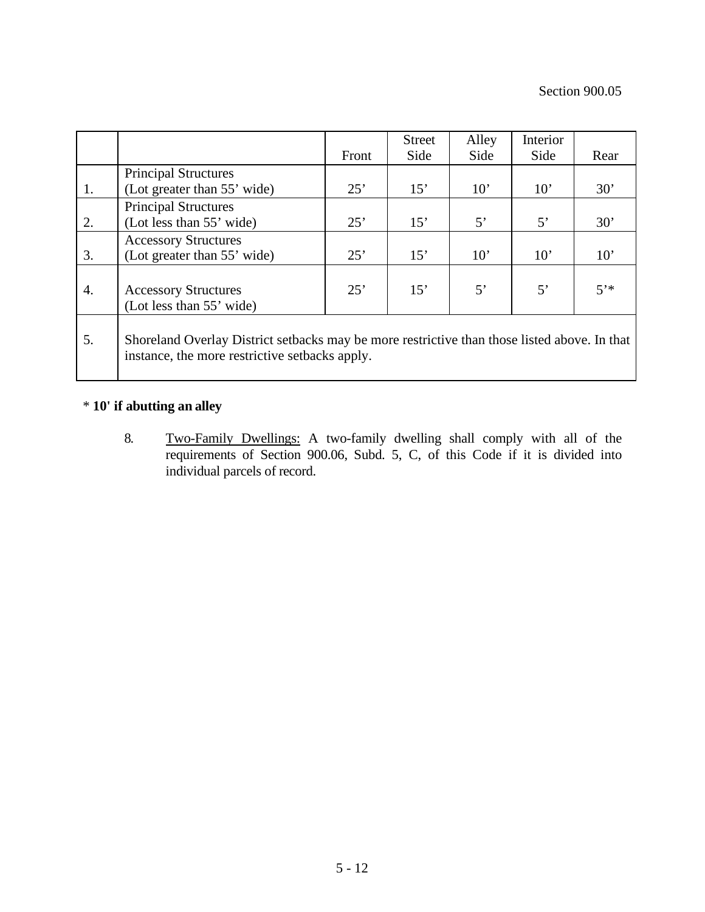Section 900.05

| | | Front | Street Side | Alley Side | Interior Side | Rear |
|---|---|---|---|---|---|---|
| 1. | Principal Structures (Lot greater than 55’ wide) | 25’ | 15’ | 10’ | 10’ | 30’ |
| 2. | Principal Structures (Lot less than 55’ wide) | 25’ | 15’ | 5’ | 5’ | 30’ |
| 3. | Accessory Structures (Lot greater than 55’ wide) | 25’ | 15’ | 10’ | 10’ | 10’ |
| 4. | Accessory Structures (Lot less than 55’ wide) | 25’ | 15’ | 5’ | 5’ | 5’* |
| 5. | Shoreland Overlay District setbacks may be more restrictive than those listed above. In that instance, the more restrictive setbacks apply. | | | | | |

\* **10' if abutting an alley**

8. Two-Family Dwellings: A two-family dwelling shall comply with all of the requirements of Section 900.06, Subd. 5, C, of this Code if it is divided into individual parcels of record.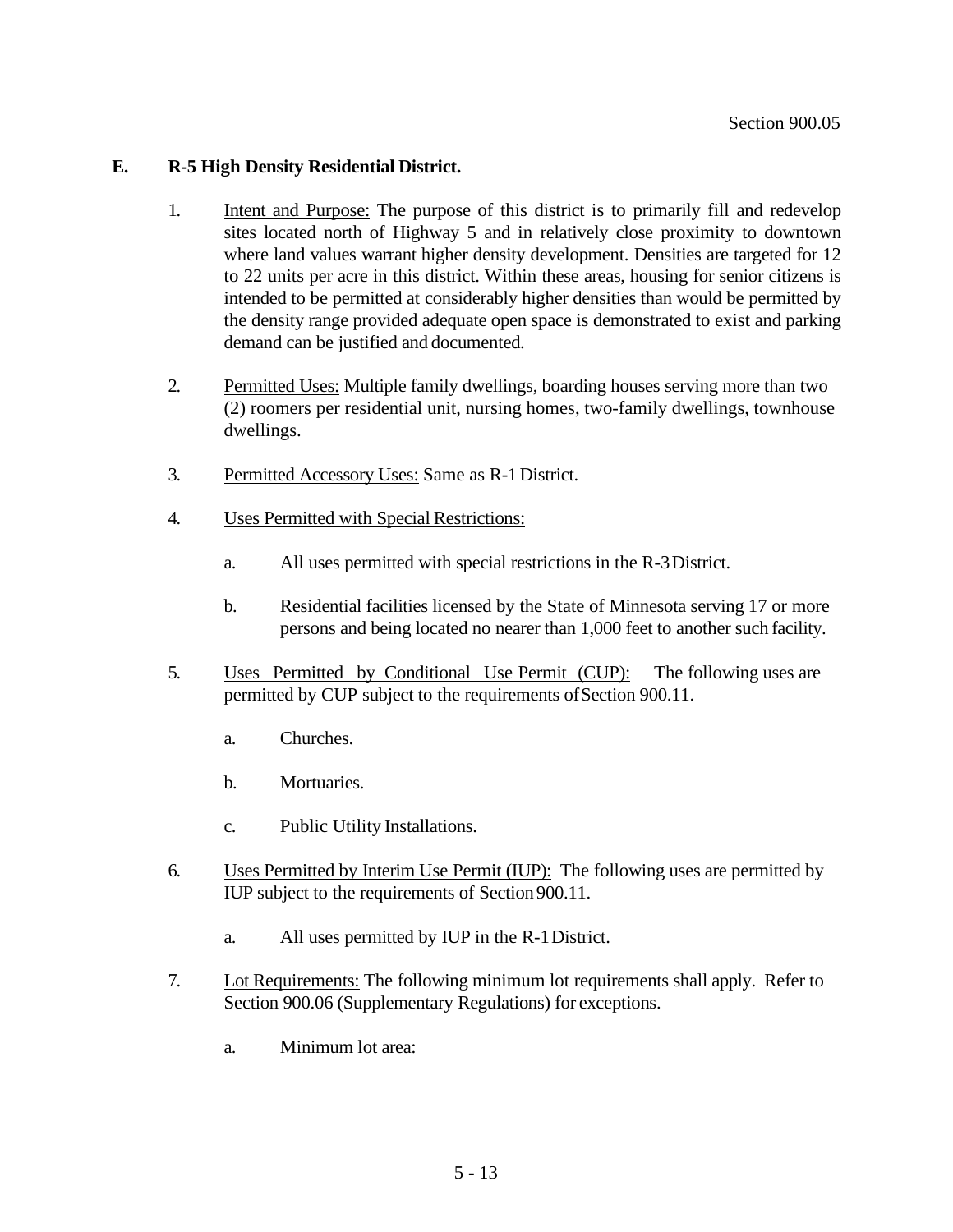## E. R-5 High Density Residential District.

1. Intent and Purpose: The purpose of this district is to primarily fill and redevelop sites located north of Highway 5 and in relatively close proximity to downtown where land values warrant higher density development. Densities are targeted for 12 to 22 units per acre in this district. Within these areas, housing for senior citizens is intended to be permitted at considerably higher densities than would be permitted by the density range provided adequate open space is demonstrated to exist and parking demand can be justified and documented.

2. Permitted Uses: Multiple family dwellings, boarding houses serving more than two (2) roomers per residential unit, nursing homes, two-family dwellings, townhouse dwellings.

3. Permitted Accessory Uses: Same as R-1 District.

4. Uses Permitted with Special Restrictions:

   a. All uses permitted with special restrictions in the R-3 District.

   b. Residential facilities licensed by the State of Minnesota serving 17 or more persons and being located no nearer than 1,000 feet to another such facility.

5. Uses Permitted by Conditional Use Permit (CUP): The following uses are permitted by CUP subject to the requirements of Section 900.11.

   a. Churches.

   b. Mortuaries.

   c. Public Utility Installations.

6. Uses Permitted by Interim Use Permit (IUP): The following uses are permitted by IUP subject to the requirements of Section 900.11.

   a. All uses permitted by IUP in the R-1 District.

7. Lot Requirements: The following minimum lot requirements shall apply. Refer to Section 900.06 (Supplementary Regulations) for exceptions.

   a. Minimum lot area: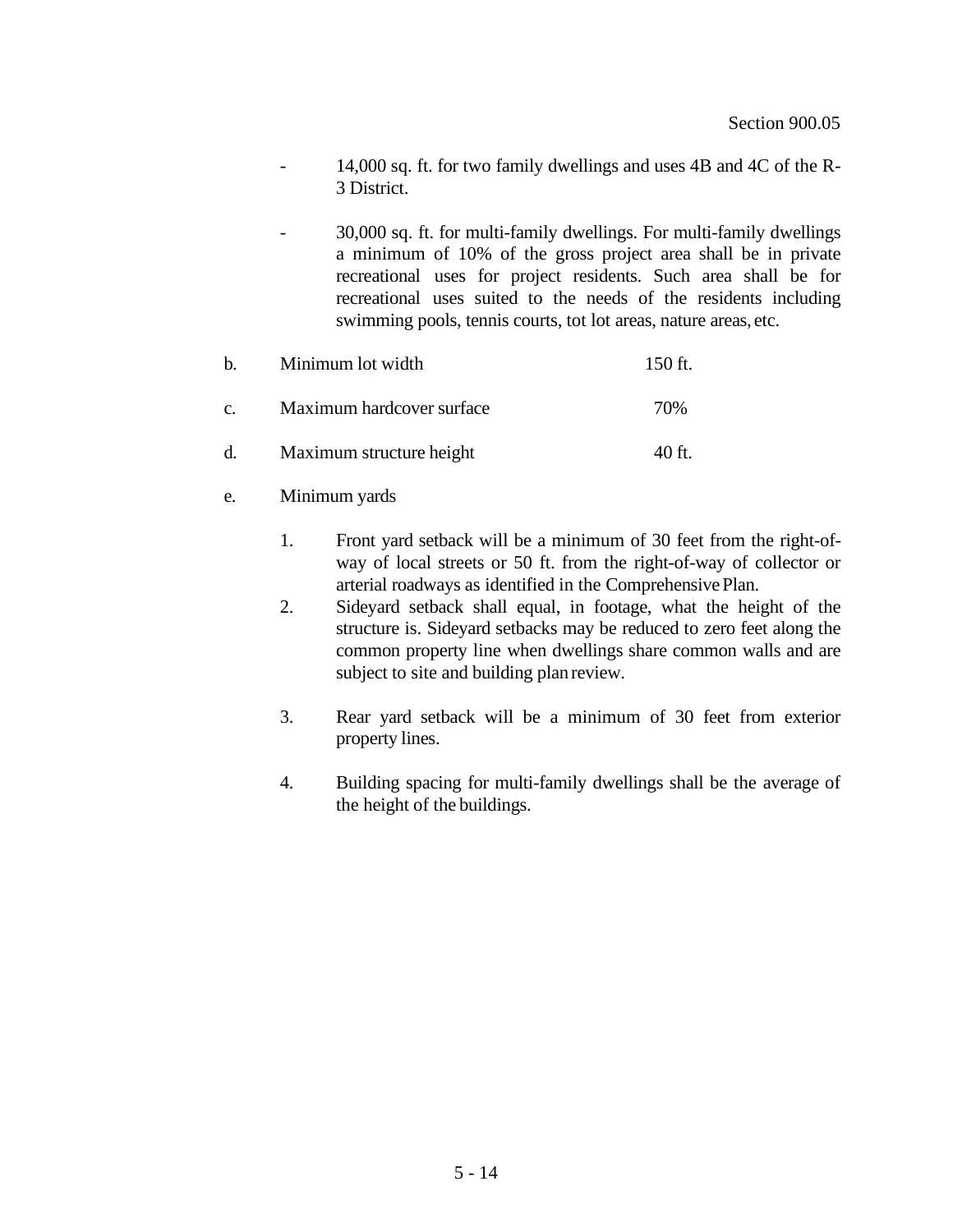- 14,000 sq. ft. for two family dwellings and uses 4B and 4C of the R-3 District.

- 30,000 sq. ft. for multi-family dwellings. For multi-family dwellings a minimum of 10% of the gross project area shall be in private recreational uses for project residents. Such area shall be for recreational uses suited to the needs of the residents including swimming pools, tennis courts, tot lot areas, nature areas, etc.

b. Minimum lot width 150 ft.

c. Maximum hardcover surface 70%

d. Maximum structure height 40 ft.

e. Minimum yards

1. Front yard setback will be a minimum of 30 feet from the right-of-way of local streets or 50 ft. from the right-of-way of collector or arterial roadways as identified in the Comprehensive Plan.
2. Sideyard setback shall equal, in footage, what the height of the structure is. Sideyard setbacks may be reduced to zero feet along the common property line when dwellings share common walls and are subject to site and building plan review.
3. Rear yard setback will be a minimum of 30 feet from exterior property lines.
4. Building spacing for multi-family dwellings shall be the average of the height of the buildings.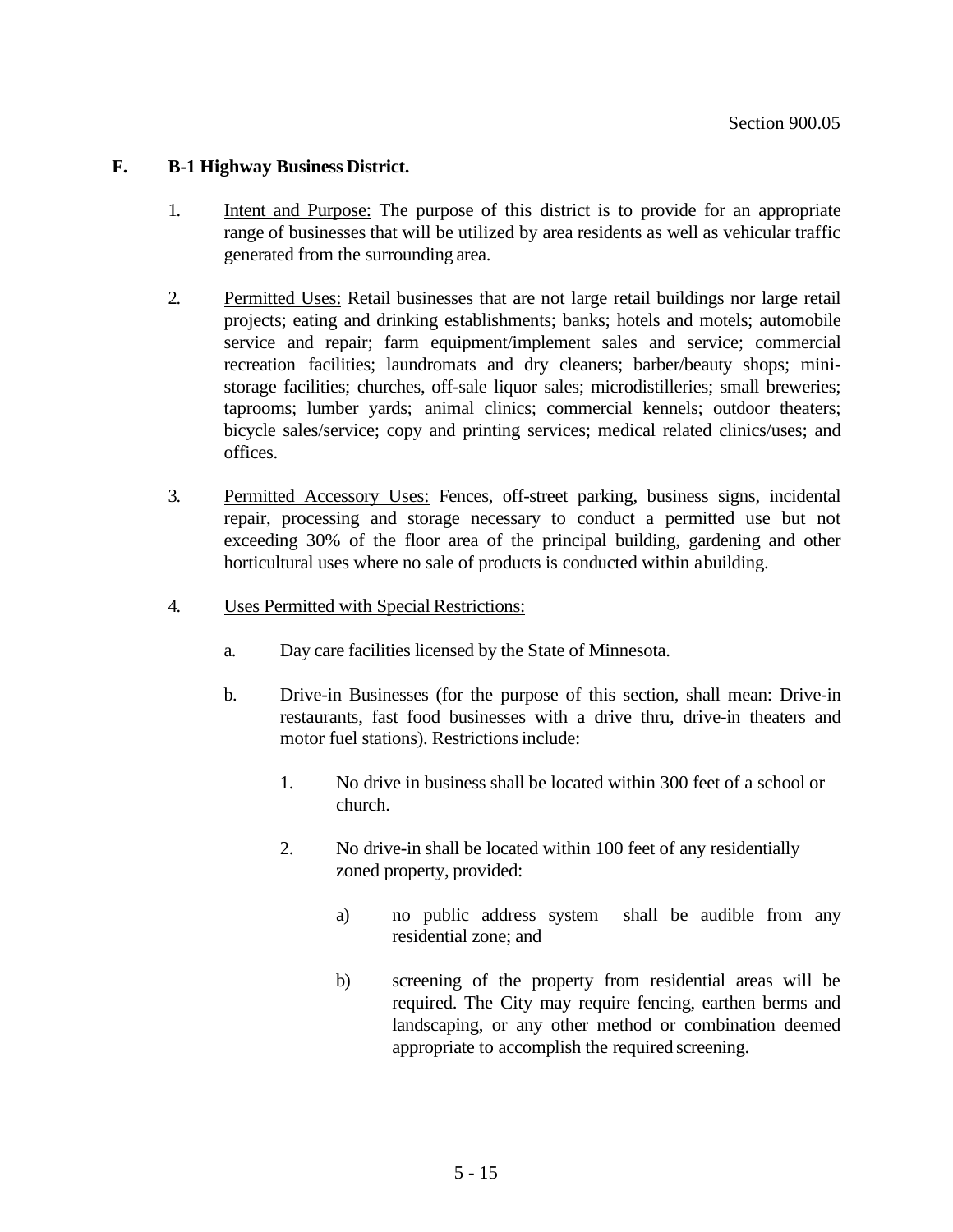**F. B-1 Highway Business District.**

1. Intent and Purpose: The purpose of this district is to provide for an appropriate range of businesses that will be utilized by area residents as well as vehicular traffic generated from the surrounding area.

2. Permitted Uses: Retail businesses that are not large retail buildings nor large retail projects; eating and drinking establishments; banks; hotels and motels; automobile service and repair; farm equipment/implement sales and service; commercial recreation facilities; laundromats and dry cleaners; barber/beauty shops; mini-storage facilities; churches, off-sale liquor sales; microdistilleries; small breweries; taprooms; lumber yards; animal clinics; commercial kennels; outdoor theaters; bicycle sales/service; copy and printing services; medical related clinics/uses; and offices.

3. Permitted Accessory Uses: Fences, off-street parking, business signs, incidental repair, processing and storage necessary to conduct a permitted use but not exceeding 30% of the floor area of the principal building, gardening and other horticultural uses where no sale of products is conducted within a building.

4. Uses Permitted with Special Restrictions:

   a. Day care facilities licensed by the State of Minnesota.

   b. Drive-in Businesses (for the purpose of this section, shall mean: Drive-in restaurants, fast food businesses with a drive thru, drive-in theaters and motor fuel stations). Restrictions include:

      1. No drive in business shall be located within 300 feet of a school or church.

      2. No drive-in shall be located within 100 feet of any residentially zoned property, provided:

         a) no public address system shall be audible from any residential zone; and

         b) screening of the property from residential areas will be required. The City may require fencing, earthen berms and landscaping, or any other method or combination deemed appropriate to accomplish the required screening.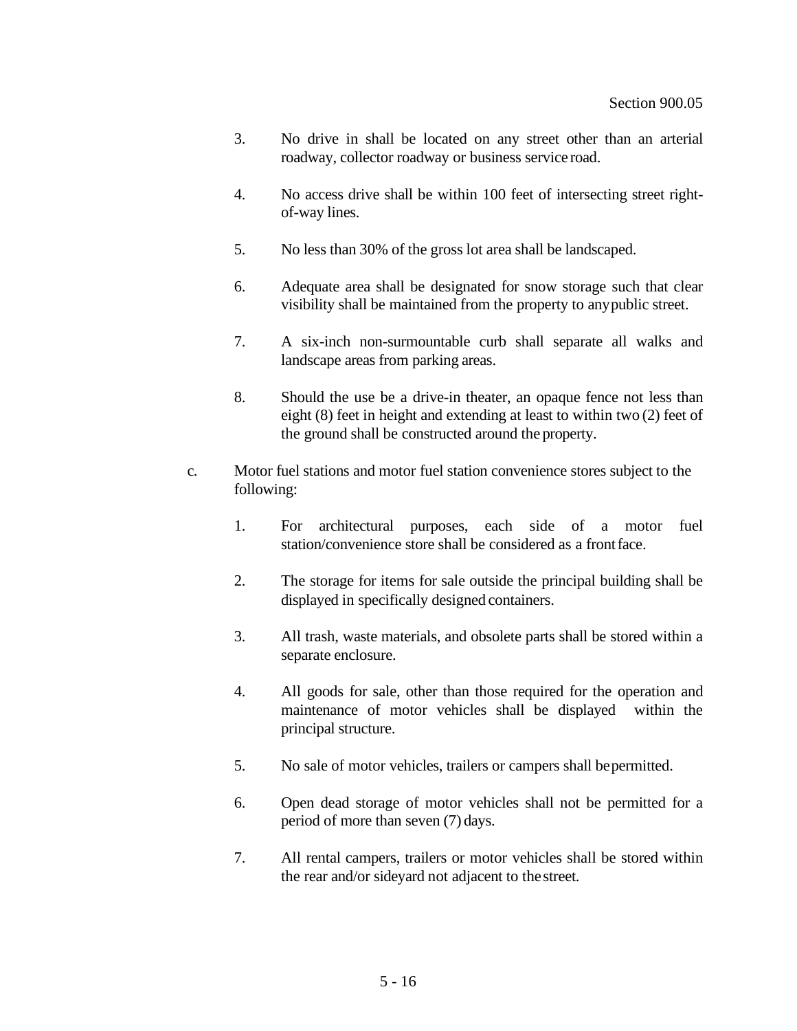3. No drive in shall be located on any street other than an arterial roadway, collector roadway or business service road.

4. No access drive shall be within 100 feet of intersecting street right-of-way lines.

5. No less than 30% of the gross lot area shall be landscaped.

6. Adequate area shall be designated for snow storage such that clear visibility shall be maintained from the property to any public street.

7. A six-inch non-surmountable curb shall separate all walks and landscape areas from parking areas.

8. Should the use be a drive-in theater, an opaque fence not less than eight (8) feet in height and extending at least to within two (2) feet of the ground shall be constructed around the property.

c. Motor fuel stations and motor fuel station convenience stores subject to the following:

   1. For architectural purposes, each side of a motor fuel station/convenience store shall be considered as a front face.

   2. The storage for items for sale outside the principal building shall be displayed in specifically designed containers.

   3. All trash, waste materials, and obsolete parts shall be stored within a separate enclosure.

   4. All goods for sale, other than those required for the operation and maintenance of motor vehicles shall be displayed within the principal structure.

   5. No sale of motor vehicles, trailers or campers shall be permitted.

   6. Open dead storage of motor vehicles shall not be permitted for a period of more than seven (7) days.

   7. All rental campers, trailers or motor vehicles shall be stored within the rear and/or sideyard not adjacent to the street.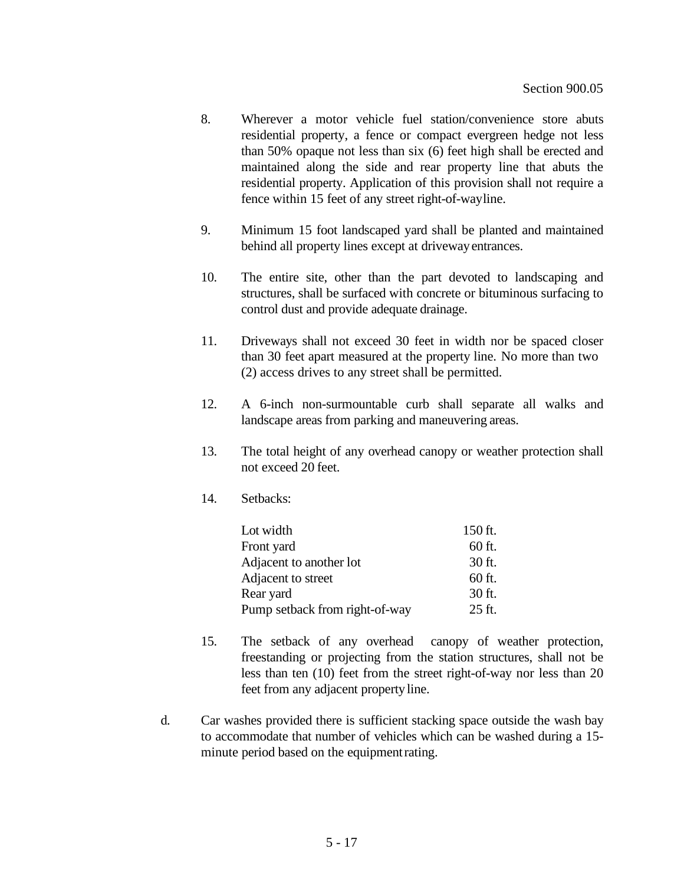8. Wherever a motor vehicle fuel station/convenience store abuts residential property, a fence or compact evergreen hedge not less than 50% opaque not less than six (6) feet high shall be erected and maintained along the side and rear property line that abuts the residential property. Application of this provision shall not require a fence within 15 feet of any street right-of-wayline.

9. Minimum 15 foot landscaped yard shall be planted and maintained behind all property lines except at driveway entrances.

10. The entire site, other than the part devoted to landscaping and structures, shall be surfaced with concrete or bituminous surfacing to control dust and provide adequate drainage.

11. Driveways shall not exceed 30 feet in width nor be spaced closer than 30 feet apart measured at the property line. No more than two (2) access drives to any street shall be permitted.

12. A 6-inch non-surmountable curb shall separate all walks and landscape areas from parking and maneuvering areas.

13. The total height of any overhead canopy or weather protection shall not exceed 20 feet.

14. Setbacks:

| | |
|---|---|
| Lot width | 150 ft. |
| Front yard | 60 ft. |
| Adjacent to another lot | 30 ft. |
| Adjacent to street | 60 ft. |
| Rear yard | 30 ft. |
| Pump setback from right-of-way | 25 ft. |

15. The setback of any overhead canopy of weather protection, freestanding or projecting from the station structures, shall not be less than ten (10) feet from the street right-of-way nor less than 20 feet from any adjacent property line.

d. Car washes provided there is sufficient stacking space outside the wash bay to accommodate that number of vehicles which can be washed during a 15-minute period based on the equipment rating.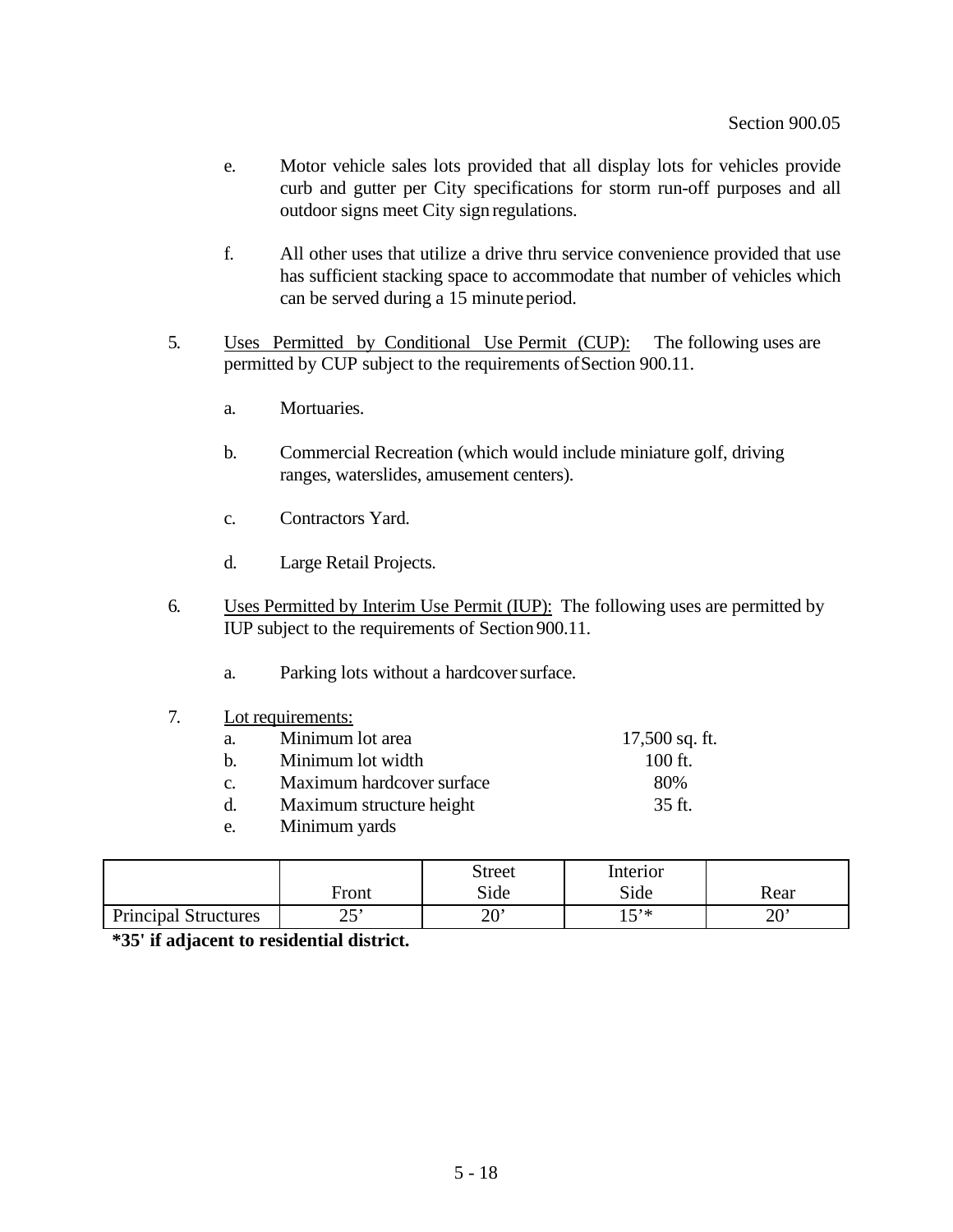e. Motor vehicle sales lots provided that all display lots for vehicles provide curb and gutter per City specifications for storm run-off purposes and all outdoor signs meet City sign regulations.

f. All other uses that utilize a drive thru service convenience provided that use has sufficient stacking space to accommodate that number of vehicles which can be served during a 15 minute period.

5. Uses Permitted by Conditional Use Permit (CUP): The following uses are permitted by CUP subject to the requirements of Section 900.11.

   a. Mortuaries.

   b. Commercial Recreation (which would include miniature golf, driving ranges, waterslides, amusement centers).

   c. Contractors Yard.

   d. Large Retail Projects.

6. Uses Permitted by Interim Use Permit (IUP): The following uses are permitted by IUP subject to the requirements of Section 900.11.

   a. Parking lots without a hardcover surface.

7. Lot requirements:

   a. Minimum lot area — 17,500 sq. ft.
   b. Minimum lot width — 100 ft.
   c. Maximum hardcover surface — 80%
   d. Maximum structure height — 35 ft.
   e. Minimum yards

|  | Front | Street Side | Interior Side | Rear |
|---|---|---|---|---|
| Principal Structures | 25’ | 20’ | 15’* | 20’ |

**\*35' if adjacent to residential district.**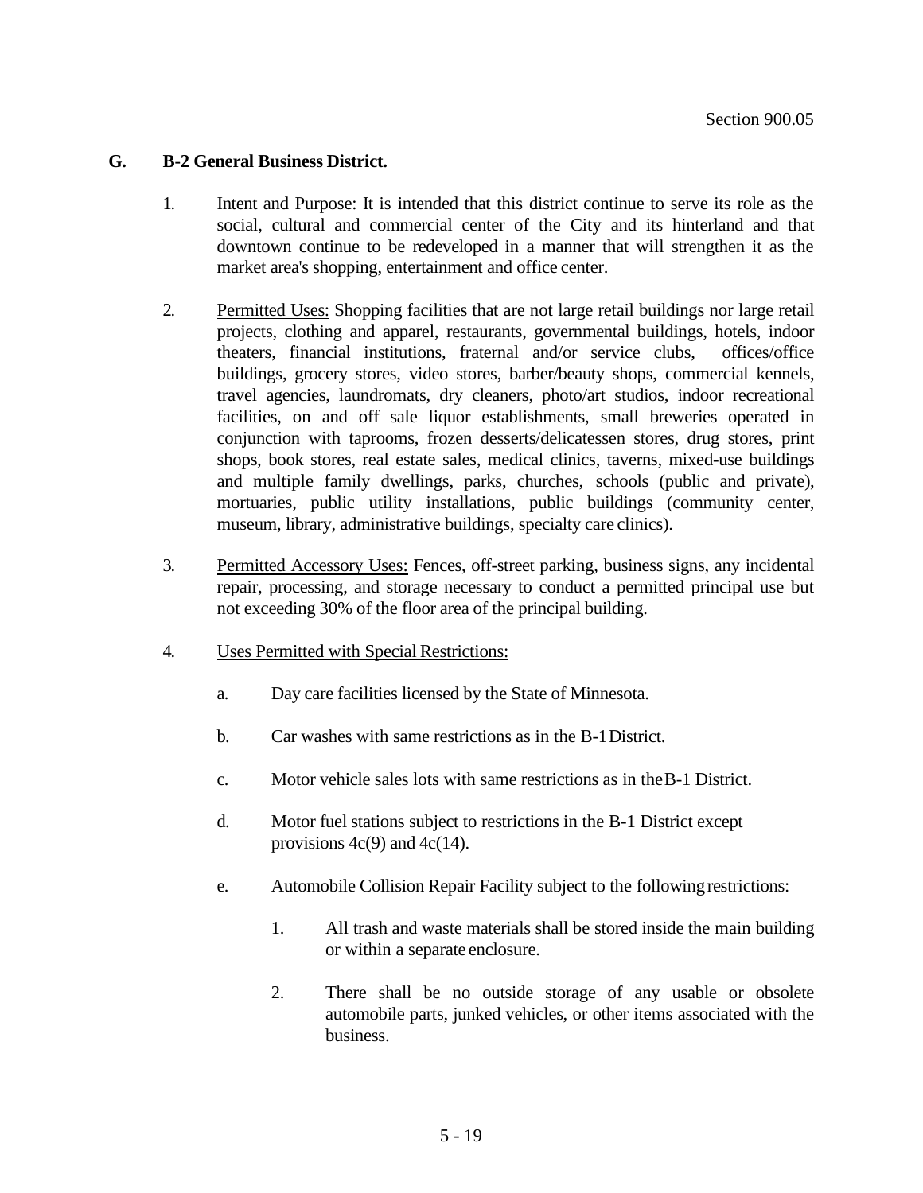### G. B-2 General Business District.

1. Intent and Purpose: It is intended that this district continue to serve its role as the social, cultural and commercial center of the City and its hinterland and that downtown continue to be redeveloped in a manner that will strengthen it as the market area's shopping, entertainment and office center.

2. Permitted Uses: Shopping facilities that are not large retail buildings nor large retail projects, clothing and apparel, restaurants, governmental buildings, hotels, indoor theaters, financial institutions, fraternal and/or service clubs, offices/office buildings, grocery stores, video stores, barber/beauty shops, commercial kennels, travel agencies, laundromats, dry cleaners, photo/art studios, indoor recreational facilities, on and off sale liquor establishments, small breweries operated in conjunction with taprooms, frozen desserts/delicatessen stores, drug stores, print shops, book stores, real estate sales, medical clinics, taverns, mixed-use buildings and multiple family dwellings, parks, churches, schools (public and private), mortuaries, public utility installations, public buildings (community center, museum, library, administrative buildings, specialty care clinics).

3. Permitted Accessory Uses: Fences, off-street parking, business signs, any incidental repair, processing, and storage necessary to conduct a permitted principal use but not exceeding 30% of the floor area of the principal building.

4. Uses Permitted with Special Restrictions:

   a. Day care facilities licensed by the State of Minnesota.

   b. Car washes with same restrictions as in the B-1 District.

   c. Motor vehicle sales lots with same restrictions as in the B-1 District.

   d. Motor fuel stations subject to restrictions in the B-1 District except provisions 4c(9) and 4c(14).

   e. Automobile Collision Repair Facility subject to the following restrictions:

      1. All trash and waste materials shall be stored inside the main building or within a separate enclosure.

      2. There shall be no outside storage of any usable or obsolete automobile parts, junked vehicles, or other items associated with the business.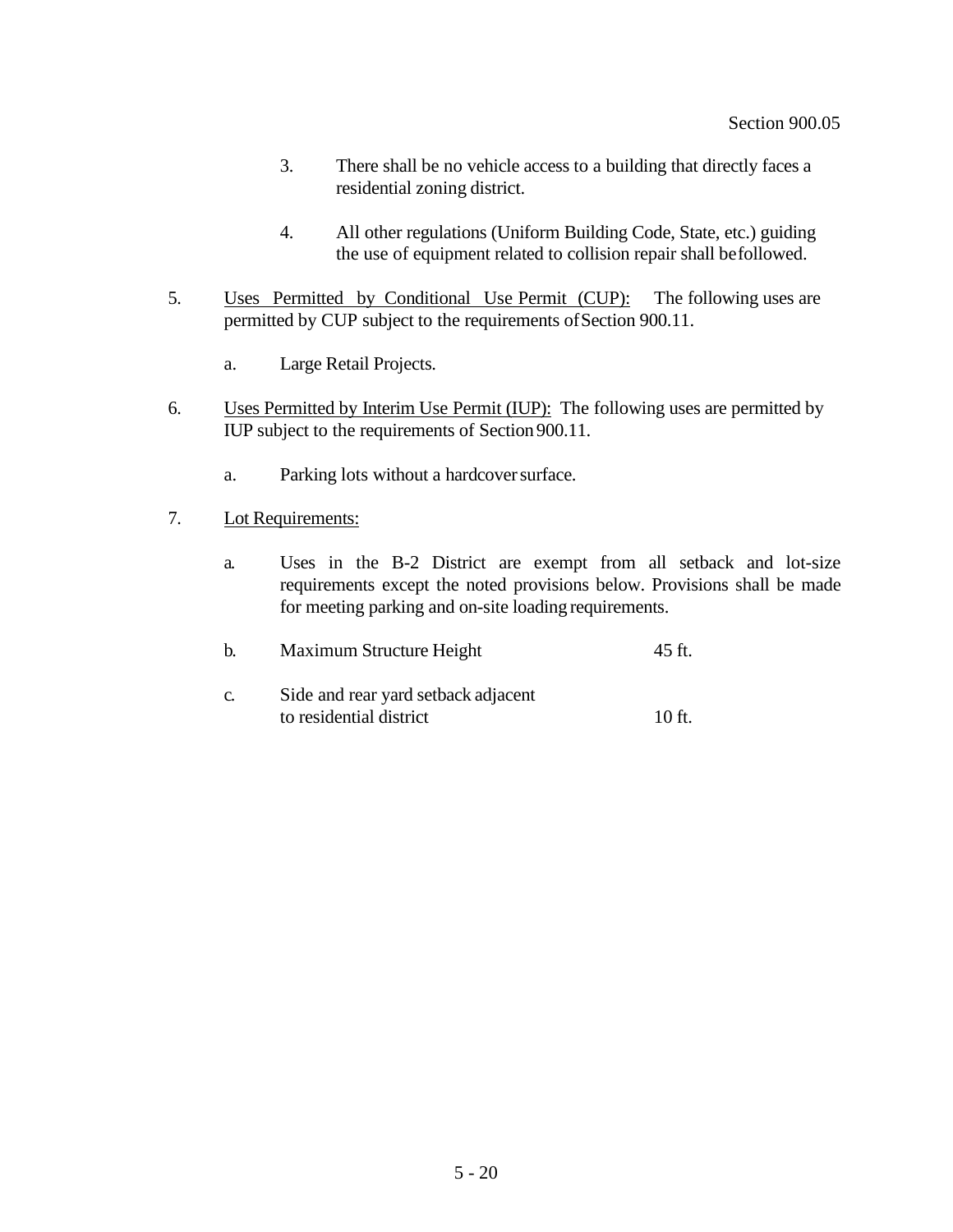3. There shall be no vehicle access to a building that directly faces a residential zoning district.

4. All other regulations (Uniform Building Code, State, etc.) guiding the use of equipment related to collision repair shall be followed.

5. <u>Uses Permitted by Conditional Use Permit (CUP):</u> The following uses are permitted by CUP subject to the requirements of Section 900.11.

   a. Large Retail Projects.

6. <u>Uses Permitted by Interim Use Permit (IUP):</u> The following uses are permitted by IUP subject to the requirements of Section 900.11.

   a. Parking lots without a hardcover surface.

7. <u>Lot Requirements:</u>

   a. Uses in the B-2 District are exempt from all setback and lot-size requirements except the noted provisions below. Provisions shall be made for meeting parking and on-site loading requirements.

   b. Maximum Structure Height 45 ft.

   c. Side and rear yard setback adjacent to residential district 10 ft.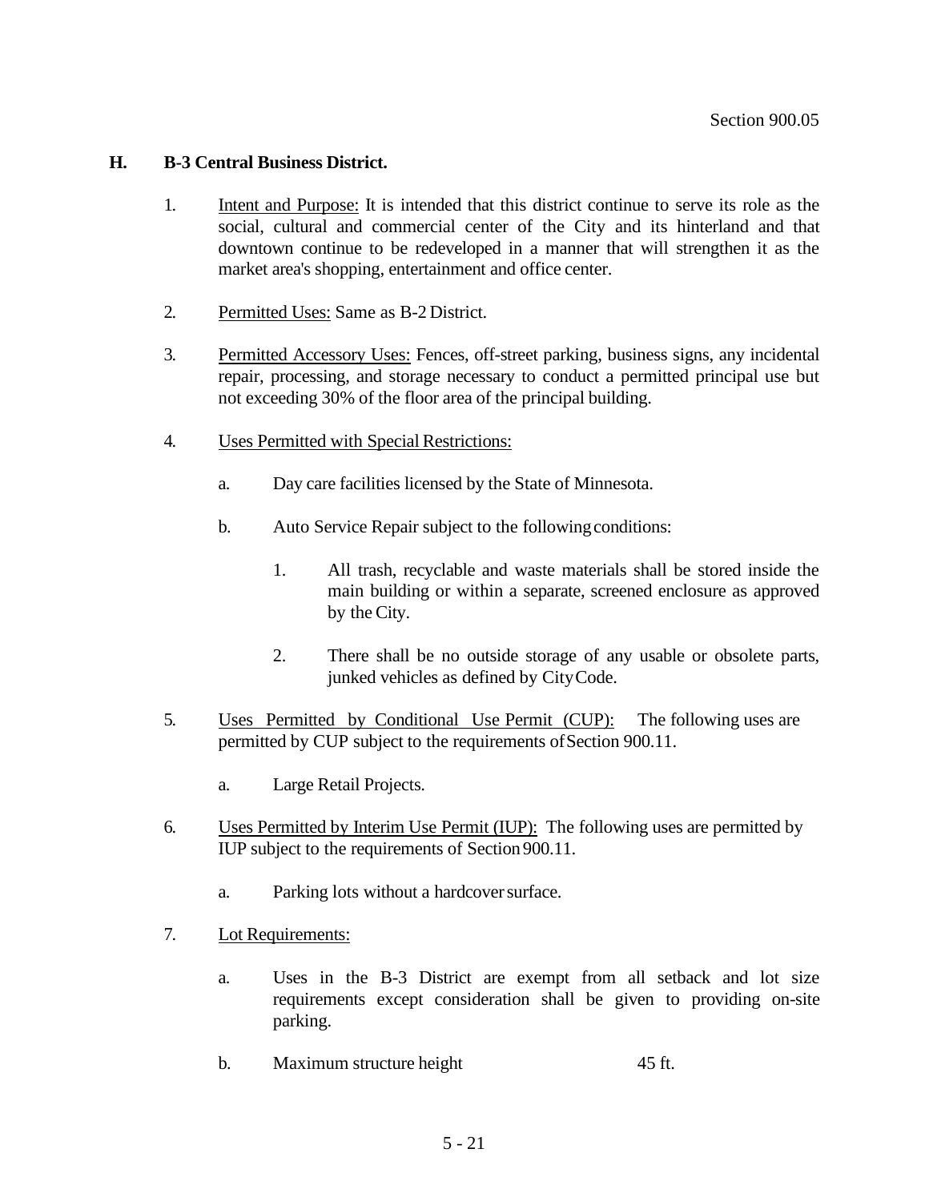### H. B-3 Central Business District.

1. Intent and Purpose: It is intended that this district continue to serve its role as the social, cultural and commercial center of the City and its hinterland and that downtown continue to be redeveloped in a manner that will strengthen it as the market area's shopping, entertainment and office center.

2. Permitted Uses: Same as B-2 District.

3. Permitted Accessory Uses: Fences, off-street parking, business signs, any incidental repair, processing, and storage necessary to conduct a permitted principal use but not exceeding 30% of the floor area of the principal building.

4. Uses Permitted with Special Restrictions:

    a. Day care facilities licensed by the State of Minnesota.

    b. Auto Service Repair subject to the following conditions:

        1. All trash, recyclable and waste materials shall be stored inside the main building or within a separate, screened enclosure as approved by the City.

        2. There shall be no outside storage of any usable or obsolete parts, junked vehicles as defined by City Code.

5. Uses Permitted by Conditional Use Permit (CUP): The following uses are permitted by CUP subject to the requirements of Section 900.11.

    a. Large Retail Projects.

6. Uses Permitted by Interim Use Permit (IUP): The following uses are permitted by IUP subject to the requirements of Section 900.11.

    a. Parking lots without a hardcover surface.

7. Lot Requirements:

    a. Uses in the B-3 District are exempt from all setback and lot size requirements except consideration shall be given to providing on-site parking.

    b. Maximum structure height 45 ft.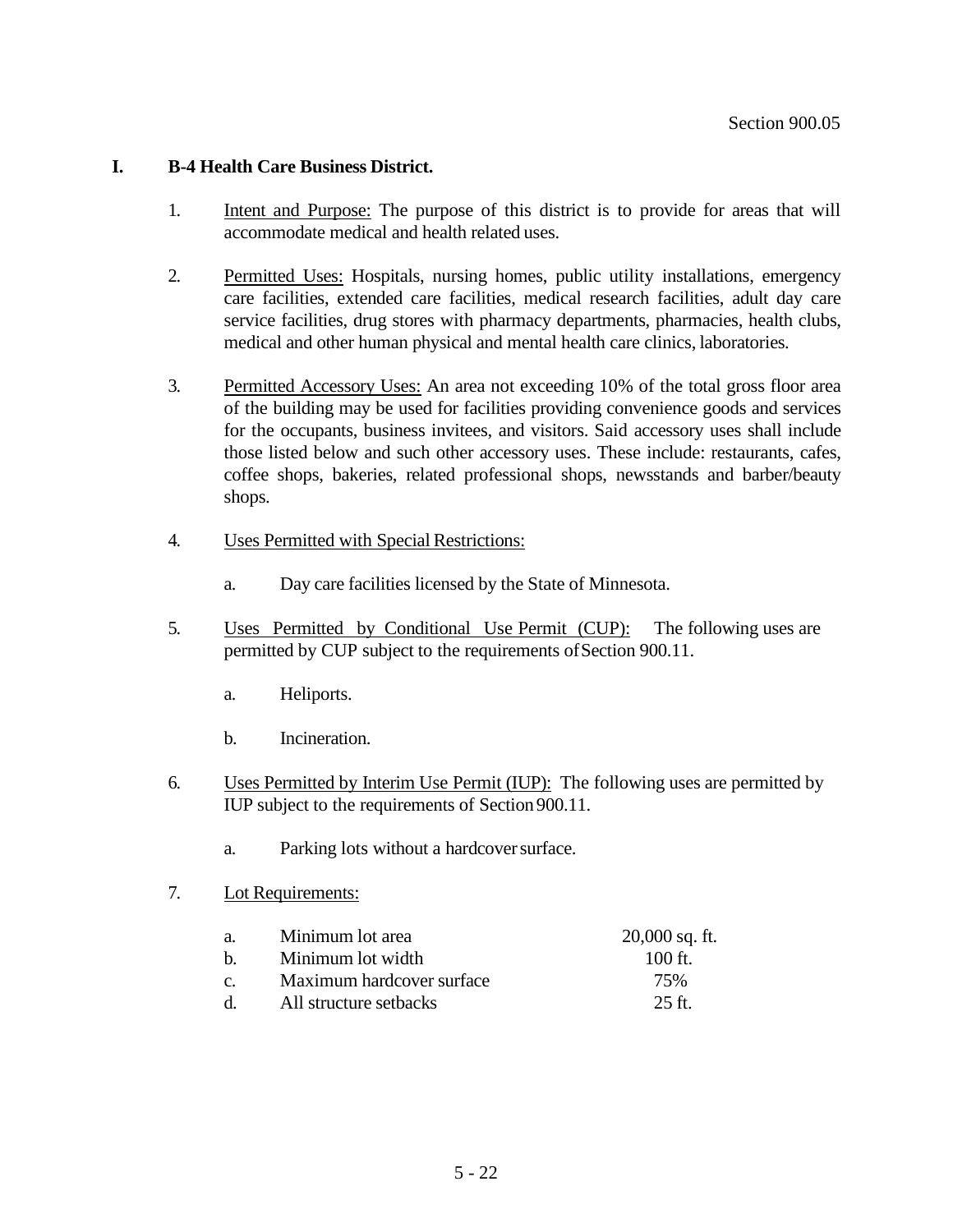## I. B-4 Health Care Business District.

1. Intent and Purpose: The purpose of this district is to provide for areas that will accommodate medical and health related uses.

2. Permitted Uses: Hospitals, nursing homes, public utility installations, emergency care facilities, extended care facilities, medical research facilities, adult day care service facilities, drug stores with pharmacy departments, pharmacies, health clubs, medical and other human physical and mental health care clinics, laboratories.

3. Permitted Accessory Uses: An area not exceeding 10% of the total gross floor area of the building may be used for facilities providing convenience goods and services for the occupants, business invitees, and visitors. Said accessory uses shall include those listed below and such other accessory uses. These include: restaurants, cafes, coffee shops, bakeries, related professional shops, newsstands and barber/beauty shops.

4. Uses Permitted with Special Restrictions:

   a. Day care facilities licensed by the State of Minnesota.

5. Uses Permitted by Conditional Use Permit (CUP): The following uses are permitted by CUP subject to the requirements of Section 900.11.

   a. Heliports.

   b. Incineration.

6. Uses Permitted by Interim Use Permit (IUP): The following uses are permitted by IUP subject to the requirements of Section 900.11.

   a. Parking lots without a hardcover surface.

7. Lot Requirements:

| | | |
|---|---|---|
| a. | Minimum lot area | 20,000 sq. ft. |
| b. | Minimum lot width | 100 ft. |
| c. | Maximum hardcover surface | 75% |
| d. | All structure setbacks | 25 ft. |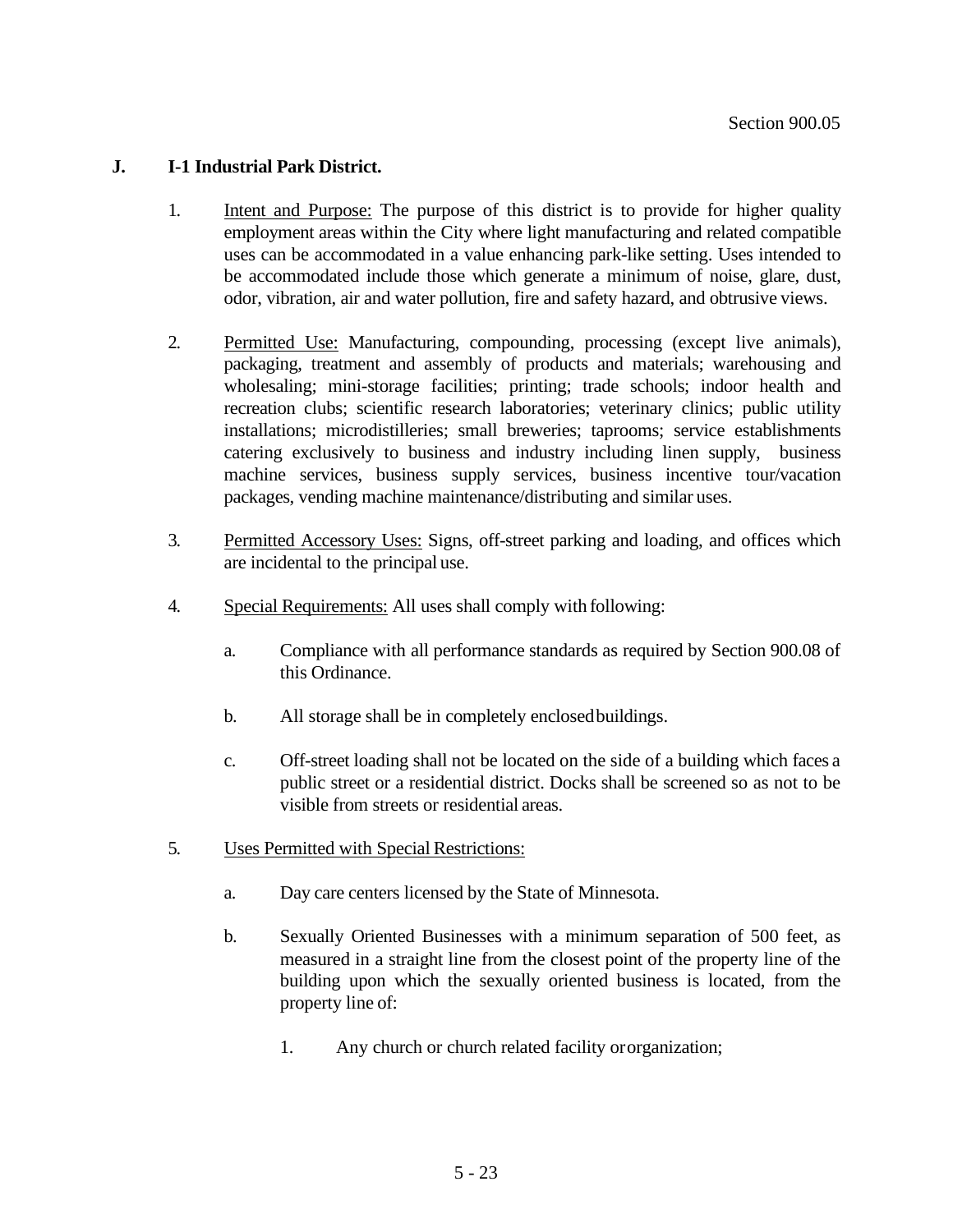**J. I-1 Industrial Park District.**

1. Intent and Purpose: The purpose of this district is to provide for higher quality employment areas within the City where light manufacturing and related compatible uses can be accommodated in a value enhancing park-like setting. Uses intended to be accommodated include those which generate a minimum of noise, glare, dust, odor, vibration, air and water pollution, fire and safety hazard, and obtrusive views.

2. Permitted Use: Manufacturing, compounding, processing (except live animals), packaging, treatment and assembly of products and materials; warehousing and wholesaling; mini-storage facilities; printing; trade schools; indoor health and recreation clubs; scientific research laboratories; veterinary clinics; public utility installations; microdistilleries; small breweries; taprooms; service establishments catering exclusively to business and industry including linen supply, business machine services, business supply services, business incentive tour/vacation packages, vending machine maintenance/distributing and similar uses.

3. Permitted Accessory Uses: Signs, off-street parking and loading, and offices which are incidental to the principal use.

4. Special Requirements: All uses shall comply with following:

   a. Compliance with all performance standards as required by Section 900.08 of this Ordinance.

   b. All storage shall be in completely enclosed buildings.

   c. Off-street loading shall not be located on the side of a building which faces a public street or a residential district. Docks shall be screened so as not to be visible from streets or residential areas.

5. Uses Permitted with Special Restrictions:

   a. Day care centers licensed by the State of Minnesota.

   b. Sexually Oriented Businesses with a minimum separation of 500 feet, as measured in a straight line from the closest point of the property line of the building upon which the sexually oriented business is located, from the property line of:

      1. Any church or church related facility or organization;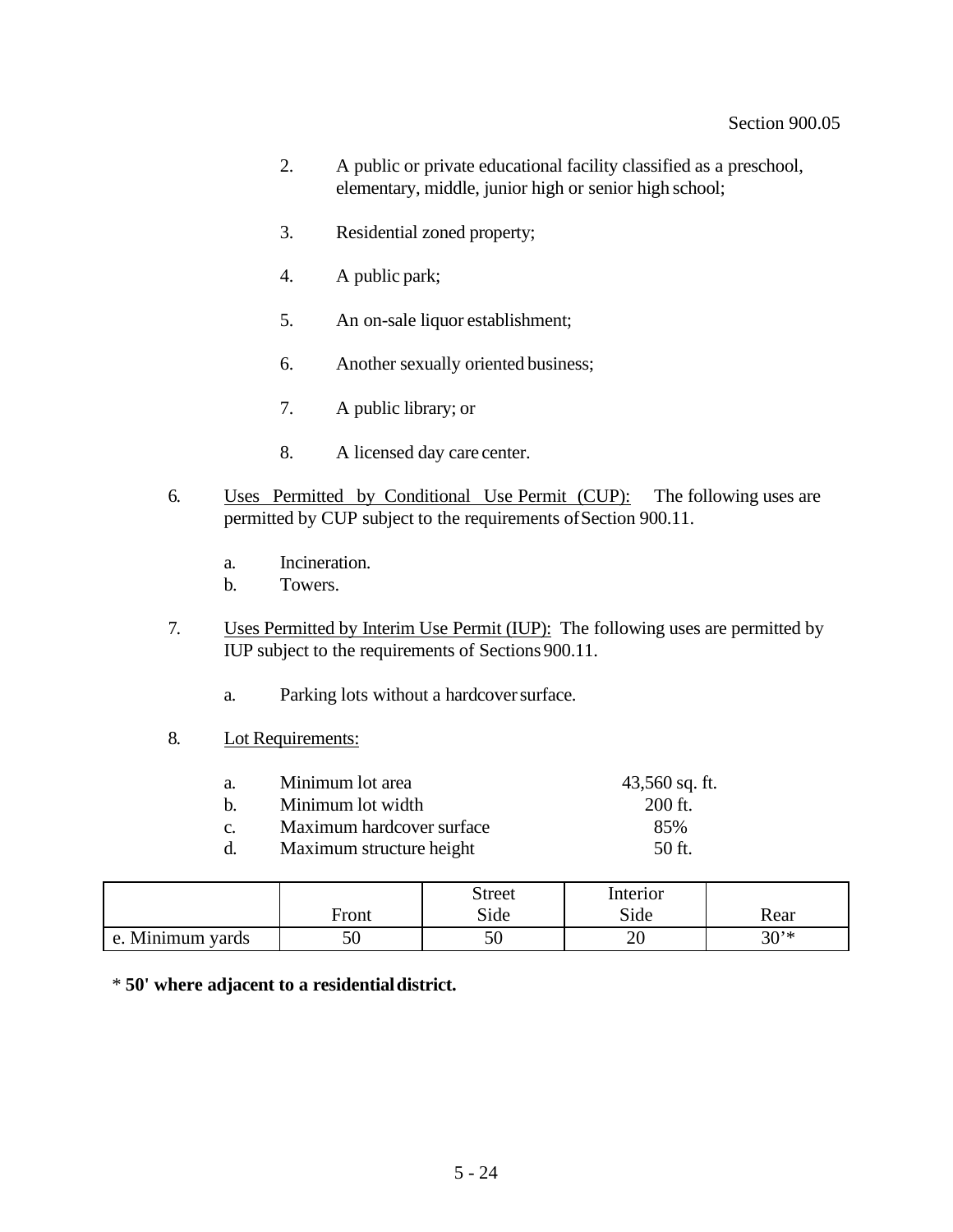2. A public or private educational facility classified as a preschool, elementary, middle, junior high or senior high school;

3. Residential zoned property;

4. A public park;

5. An on-sale liquor establishment;

6. Another sexually oriented business;

7. A public library; or

8. A licensed day care center.

6. Uses Permitted by Conditional Use Permit (CUP): The following uses are permitted by CUP subject to the requirements of Section 900.11.

   a. Incineration.
   b. Towers.

7. Uses Permitted by Interim Use Permit (IUP): The following uses are permitted by IUP subject to the requirements of Sections 900.11.

   a. Parking lots without a hardcover surface.

8. Lot Requirements:

   a. Minimum lot area — 43,560 sq. ft.
   b. Minimum lot width — 200 ft.
   c. Maximum hardcover surface — 85%
   d. Maximum structure height — 50 ft.

| | Front | Street Side | Interior Side | Rear |
|---|---|---|---|---|
| e. Minimum yards | 50 | 50 | 20 | 30'* |

* **50' where adjacent to a residential district.**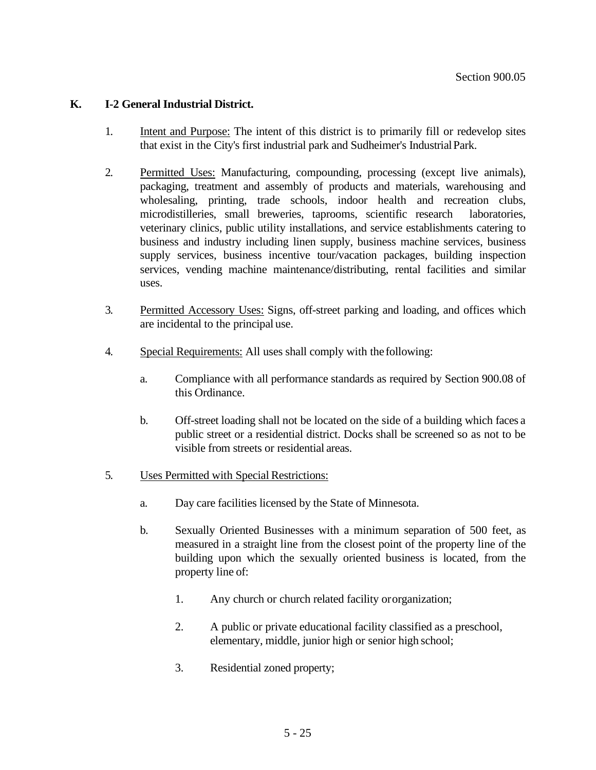## K. I-2 General Industrial District.

1. Intent and Purpose: The intent of this district is to primarily fill or redevelop sites that exist in the City's first industrial park and Sudheimer's Industrial Park.

2. Permitted Uses: Manufacturing, compounding, processing (except live animals), packaging, treatment and assembly of products and materials, warehousing and wholesaling, printing, trade schools, indoor health and recreation clubs, microdistilleries, small breweries, taprooms, scientific research laboratories, veterinary clinics, public utility installations, and service establishments catering to business and industry including linen supply, business machine services, business supply services, business incentive tour/vacation packages, building inspection services, vending machine maintenance/distributing, rental facilities and similar uses.

3. Permitted Accessory Uses: Signs, off-street parking and loading, and offices which are incidental to the principal use.

4. Special Requirements: All uses shall comply with the following:

   a. Compliance with all performance standards as required by Section 900.08 of this Ordinance.

   b. Off-street loading shall not be located on the side of a building which faces a public street or a residential district. Docks shall be screened so as not to be visible from streets or residential areas.

5. Uses Permitted with Special Restrictions:

   a. Day care facilities licensed by the State of Minnesota.

   b. Sexually Oriented Businesses with a minimum separation of 500 feet, as measured in a straight line from the closest point of the property line of the building upon which the sexually oriented business is located, from the property line of:

      1. Any church or church related facility or organization;

      2. A public or private educational facility classified as a preschool, elementary, middle, junior high or senior high school;

      3. Residential zoned property;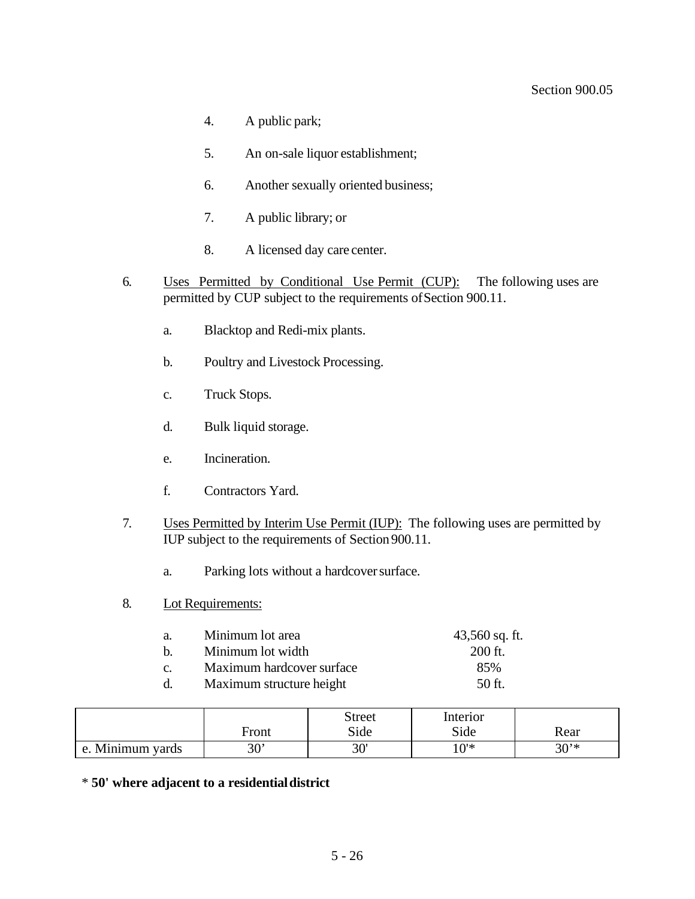4. A public park;

5. An on-sale liquor establishment;

6. Another sexually oriented business;

7. A public library; or

8. A licensed day care center.

6. <u>Uses Permitted by Conditional Use Permit (CUP):</u> The following uses are permitted by CUP subject to the requirements of Section 900.11.

   a. Blacktop and Redi-mix plants.

   b. Poultry and Livestock Processing.

   c. Truck Stops.

   d. Bulk liquid storage.

   e. Incineration.

   f. Contractors Yard.

7. <u>Uses Permitted by Interim Use Permit (IUP):</u> The following uses are permitted by IUP subject to the requirements of Section 900.11.

   a. Parking lots without a hardcover surface.

8. <u>Lot Requirements:</u>

| | | |
|---|---|---|
| a. | Minimum lot area | 43,560 sq. ft. |
| b. | Minimum lot width | 200 ft. |
| c. | Maximum hardcover surface | 85% |
| d. | Maximum structure height | 50 ft. |

| | Front | Street Side | Interior Side | Rear |
|---|---|---|---|---|
| e. Minimum yards | 30' | 30' | 10'* | 30'* |

* **50' where adjacent to a residential district**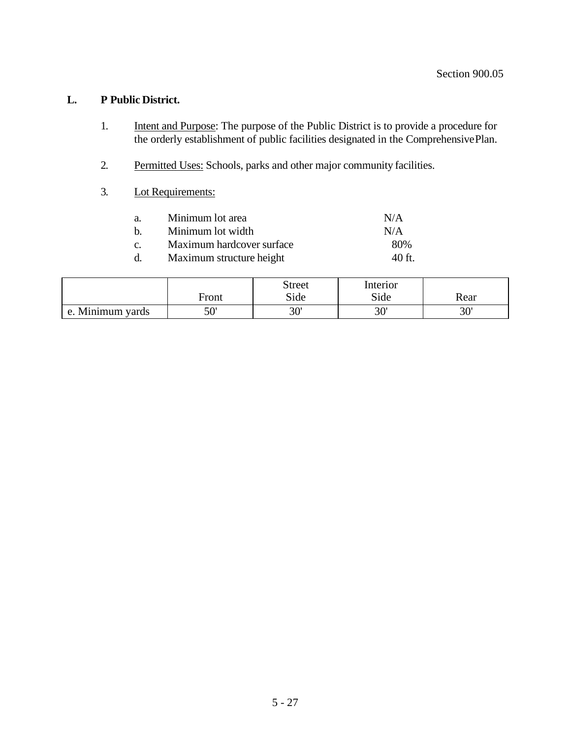## L. P Public District.

1. Intent and Purpose: The purpose of the Public District is to provide a procedure for the orderly establishment of public facilities designated in the Comprehensive Plan.

2. Permitted Uses: Schools, parks and other major community facilities.

3. Lot Requirements:

   a. Minimum lot area N/A
   b. Minimum lot width N/A
   c. Maximum hardcover surface 80%
   d. Maximum structure height 40 ft.

| | Front | Street Side | Interior Side | Rear |
|---|---|---|---|---|
| e. Minimum yards | 50' | 30' | 30' | 30' |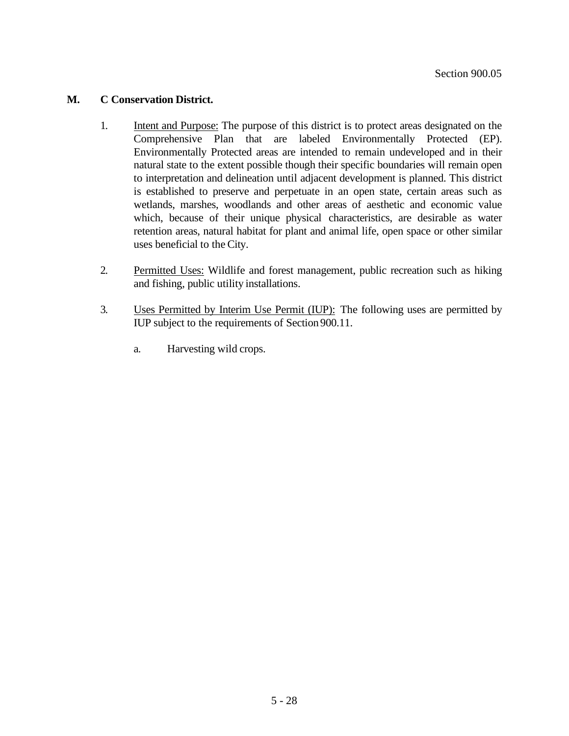**M. C Conservation District.**

1. Intent and Purpose: The purpose of this district is to protect areas designated on the Comprehensive Plan that are labeled Environmentally Protected (EP). Environmentally Protected areas are intended to remain undeveloped and in their natural state to the extent possible though their specific boundaries will remain open to interpretation and delineation until adjacent development is planned. This district is established to preserve and perpetuate in an open state, certain areas such as wetlands, marshes, woodlands and other areas of aesthetic and economic value which, because of their unique physical characteristics, are desirable as water retention areas, natural habitat for plant and animal life, open space or other similar uses beneficial to the City.

2. Permitted Uses: Wildlife and forest management, public recreation such as hiking and fishing, public utility installations.

3. Uses Permitted by Interim Use Permit (IUP): The following uses are permitted by IUP subject to the requirements of Section 900.11.

   a. Harvesting wild crops.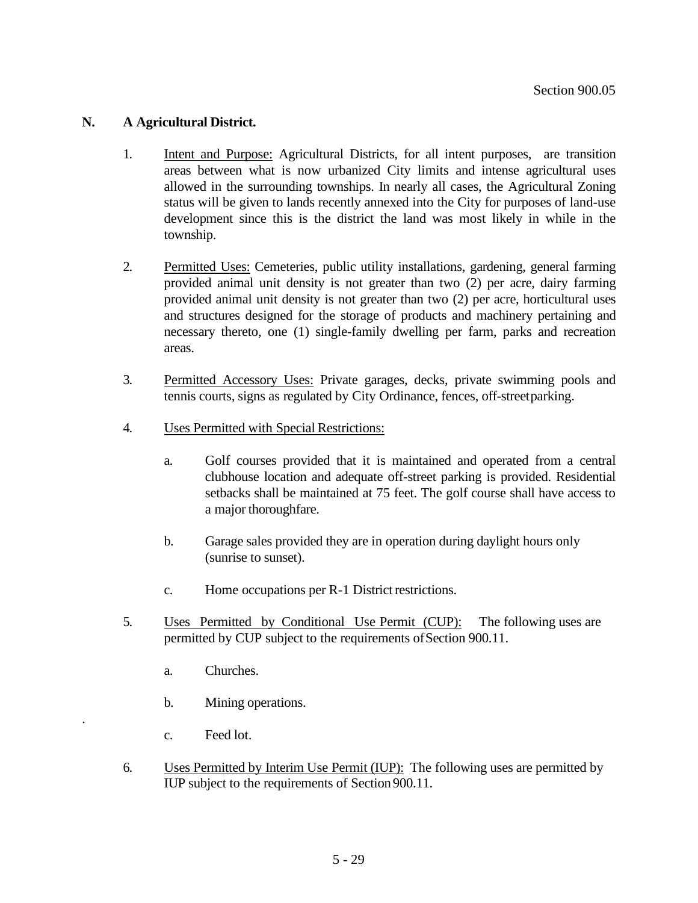### N. A Agricultural District.

1. Intent and Purpose: Agricultural Districts, for all intent purposes, are transition areas between what is now urbanized City limits and intense agricultural uses allowed in the surrounding townships. In nearly all cases, the Agricultural Zoning status will be given to lands recently annexed into the City for purposes of land-use development since this is the district the land was most likely in while in the township.

2. Permitted Uses: Cemeteries, public utility installations, gardening, general farming provided animal unit density is not greater than two (2) per acre, dairy farming provided animal unit density is not greater than two (2) per acre, horticultural uses and structures designed for the storage of products and machinery pertaining and necessary thereto, one (1) single-family dwelling per farm, parks and recreation areas.

3. Permitted Accessory Uses: Private garages, decks, private swimming pools and tennis courts, signs as regulated by City Ordinance, fences, off-street parking.

4. Uses Permitted with Special Restrictions:

   a. Golf courses provided that it is maintained and operated from a central clubhouse location and adequate off-street parking is provided. Residential setbacks shall be maintained at 75 feet. The golf course shall have access to a major thoroughfare.

   b. Garage sales provided they are in operation during daylight hours only (sunrise to sunset).

   c. Home occupations per R-1 District restrictions.

5. Uses Permitted by Conditional Use Permit (CUP): The following uses are permitted by CUP subject to the requirements of Section 900.11.

   a. Churches.

   b. Mining operations.

   c. Feed lot.

6. Uses Permitted by Interim Use Permit (IUP): The following uses are permitted by IUP subject to the requirements of Section 900.11.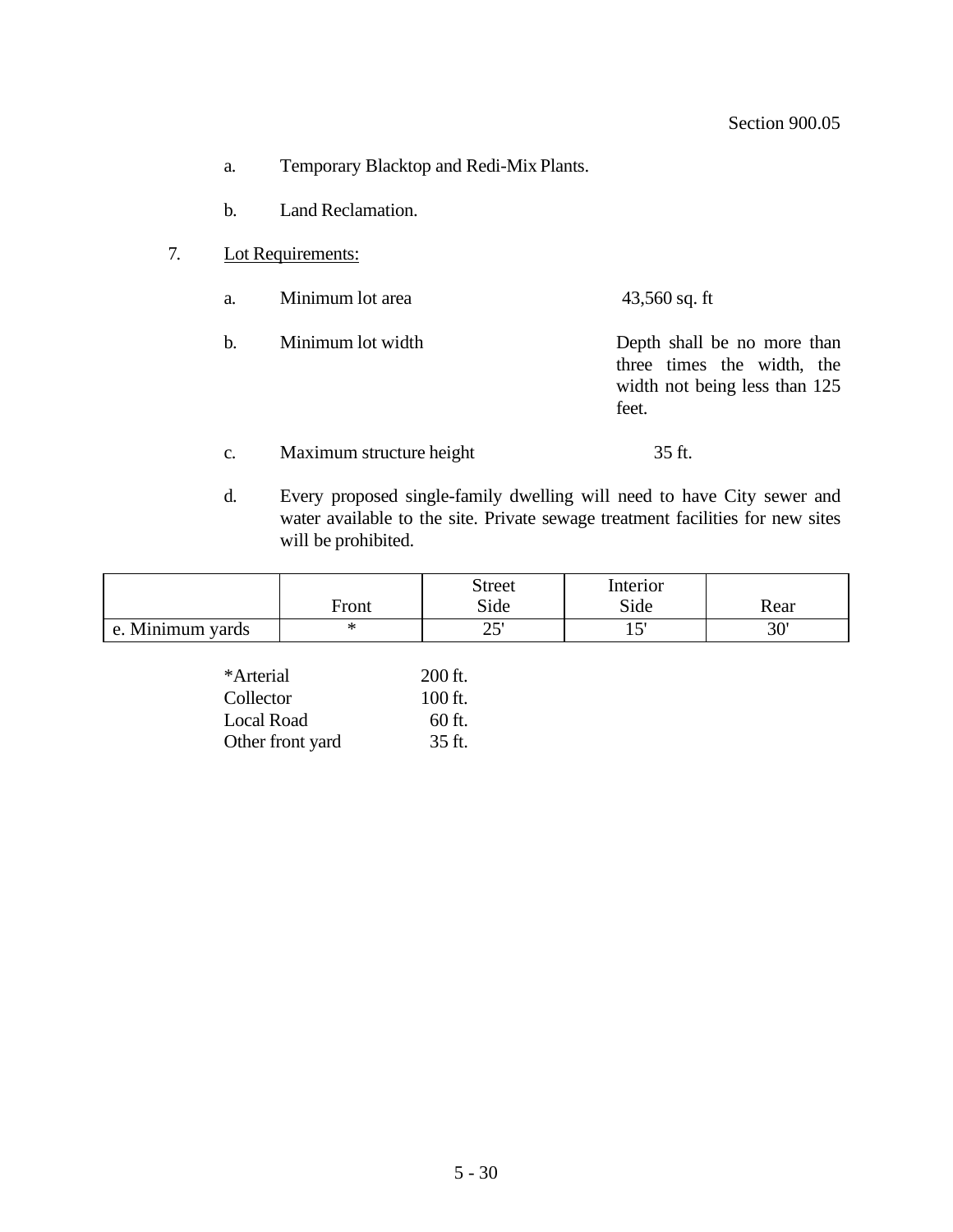a. Temporary Blacktop and Redi-Mix Plants.

b. Land Reclamation.

7. Lot Requirements:

a. Minimum lot area — 43,560 sq. ft

b. Minimum lot width — Depth shall be no more than three times the width, the width not being less than 125 feet.

c. Maximum structure height — 35 ft.

d. Every proposed single-family dwelling will need to have City sewer and water available to the site. Private sewage treatment facilities for new sites will be prohibited.

| | Front | Street Side | Interior Side | Rear |
|---|---|---|---|---|
| e. Minimum yards | * | 25' | 15' | 30' |

| | |
|---|---|
| *Arterial | 200 ft. |
| Collector | 100 ft. |
| Local Road | 60 ft. |
| Other front yard | 35 ft. |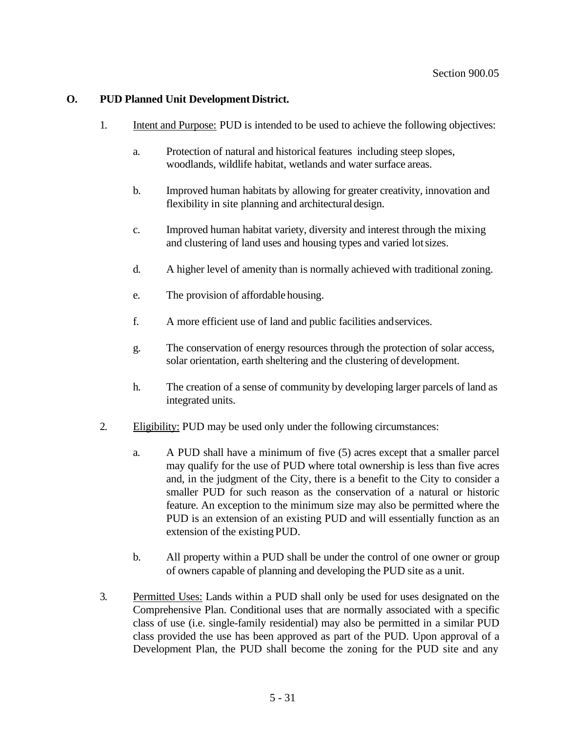### O. PUD Planned Unit Development District.

1. Intent and Purpose: PUD is intended to be used to achieve the following objectives:

   a. Protection of natural and historical features including steep slopes, woodlands, wildlife habitat, wetlands and water surface areas.

   b. Improved human habitats by allowing for greater creativity, innovation and flexibility in site planning and architectural design.

   c. Improved human habitat variety, diversity and interest through the mixing and clustering of land uses and housing types and varied lot sizes.

   d. A higher level of amenity than is normally achieved with traditional zoning.

   e. The provision of affordable housing.

   f. A more efficient use of land and public facilities and services.

   g. The conservation of energy resources through the protection of solar access, solar orientation, earth sheltering and the clustering of development.

   h. The creation of a sense of community by developing larger parcels of land as integrated units.

2. Eligibility: PUD may be used only under the following circumstances:

   a. A PUD shall have a minimum of five (5) acres except that a smaller parcel may qualify for the use of PUD where total ownership is less than five acres and, in the judgment of the City, there is a benefit to the City to consider a smaller PUD for such reason as the conservation of a natural or historic feature. An exception to the minimum size may also be permitted where the PUD is an extension of an existing PUD and will essentially function as an extension of the existing PUD.

   b. All property within a PUD shall be under the control of one owner or group of owners capable of planning and developing the PUD site as a unit.

3. Permitted Uses: Lands within a PUD shall only be used for uses designated on the Comprehensive Plan. Conditional uses that are normally associated with a specific class of use (i.e. single-family residential) may also be permitted in a similar PUD class provided the use has been approved as part of the PUD. Upon approval of a Development Plan, the PUD shall become the zoning for the PUD site and any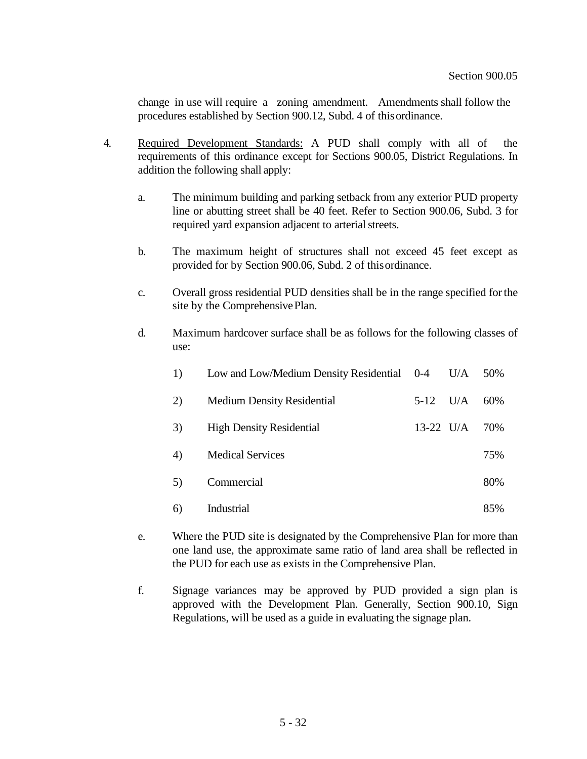change in use will require a zoning amendment. Amendments shall follow the procedures established by Section 900.12, Subd. 4 of this ordinance.

4. Required Development Standards: A PUD shall comply with all of the requirements of this ordinance except for Sections 900.05, District Regulations. In addition the following shall apply:

   a. The minimum building and parking setback from any exterior PUD property line or abutting street shall be 40 feet. Refer to Section 900.06, Subd. 3 for required yard expansion adjacent to arterial streets.

   b. The maximum height of structures shall not exceed 45 feet except as provided for by Section 900.06, Subd. 2 of this ordinance.

   c. Overall gross residential PUD densities shall be in the range specified for the site by the Comprehensive Plan.

   d. Maximum hardcover surface shall be as follows for the following classes of use:

| | Use | Density | | Max. Hardcover |
|---|---|---|---|---|
| 1) | Low and Low/Medium Density Residential | 0-4 | U/A | 50% |
| 2) | Medium Density Residential | 5-12 | U/A | 60% |
| 3) | High Density Residential | 13-22 | U/A | 70% |
| 4) | Medical Services | | | 75% |
| 5) | Commercial | | | 80% |
| 6) | Industrial | | | 85% |

   e. Where the PUD site is designated by the Comprehensive Plan for more than one land use, the approximate same ratio of land area shall be reflected in the PUD for each use as exists in the Comprehensive Plan.

   f. Signage variances may be approved by PUD provided a sign plan is approved with the Development Plan. Generally, Section 900.10, Sign Regulations, will be used as a guide in evaluating the signage plan.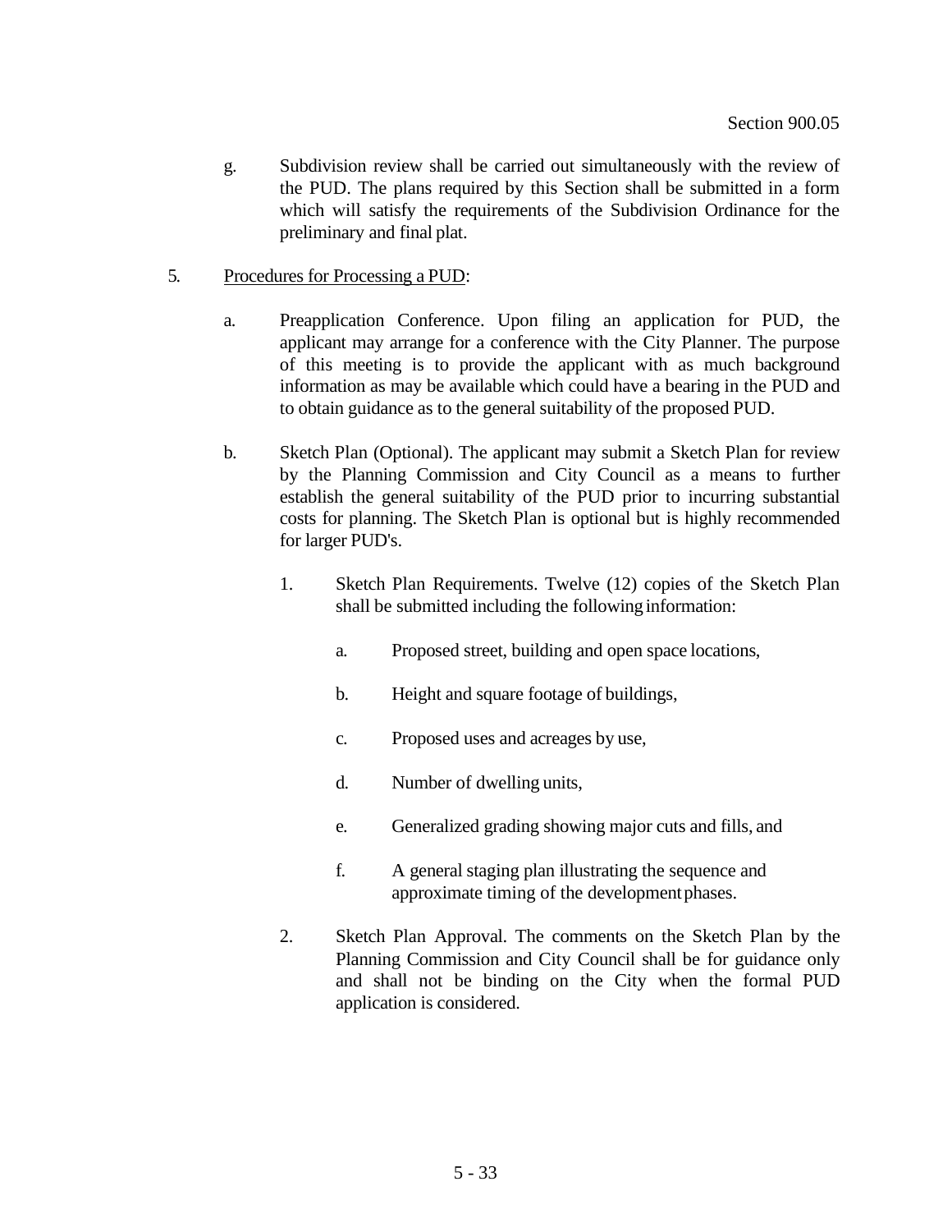g. Subdivision review shall be carried out simultaneously with the review of the PUD. The plans required by this Section shall be submitted in a form which will satisfy the requirements of the Subdivision Ordinance for the preliminary and final plat.

5. <u>Procedures for Processing a PUD</u>:

   a. Preapplication Conference. Upon filing an application for PUD, the applicant may arrange for a conference with the City Planner. The purpose of this meeting is to provide the applicant with as much background information as may be available which could have a bearing in the PUD and to obtain guidance as to the general suitability of the proposed PUD.

   b. Sketch Plan (Optional). The applicant may submit a Sketch Plan for review by the Planning Commission and City Council as a means to further establish the general suitability of the PUD prior to incurring substantial costs for planning. The Sketch Plan is optional but is highly recommended for larger PUD's.

      1. Sketch Plan Requirements. Twelve (12) copies of the Sketch Plan shall be submitted including the following information:

         a. Proposed street, building and open space locations,

         b. Height and square footage of buildings,

         c. Proposed uses and acreages by use,

         d. Number of dwelling units,

         e. Generalized grading showing major cuts and fills, and

         f. A general staging plan illustrating the sequence and approximate timing of the development phases.

      2. Sketch Plan Approval. The comments on the Sketch Plan by the Planning Commission and City Council shall be for guidance only and shall not be binding on the City when the formal PUD application is considered.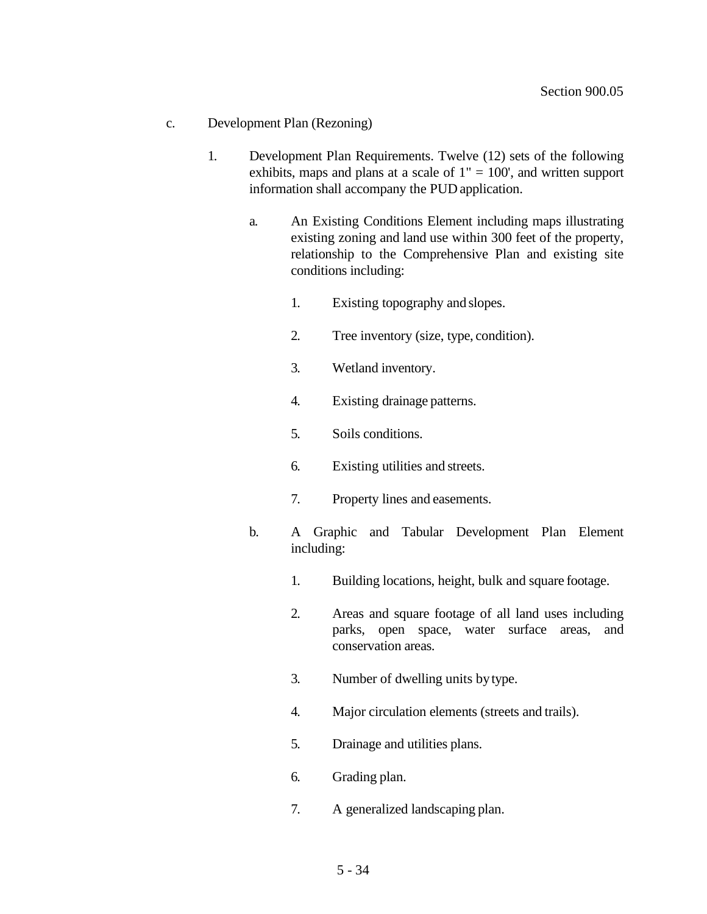c. Development Plan (Rezoning)

1. Development Plan Requirements. Twelve (12) sets of the following exhibits, maps and plans at a scale of 1" = 100', and written support information shall accompany the PUD application.

   a. An Existing Conditions Element including maps illustrating existing zoning and land use within 300 feet of the property, relationship to the Comprehensive Plan and existing site conditions including:

      1. Existing topography and slopes.

      2. Tree inventory (size, type, condition).

      3. Wetland inventory.

      4. Existing drainage patterns.

      5. Soils conditions.

      6. Existing utilities and streets.

      7. Property lines and easements.

   b. A Graphic and Tabular Development Plan Element including:

      1. Building locations, height, bulk and square footage.

      2. Areas and square footage of all land uses including parks, open space, water surface areas, and conservation areas.

      3. Number of dwelling units by type.

      4. Major circulation elements (streets and trails).

      5. Drainage and utilities plans.

      6. Grading plan.

      7. A generalized landscaping plan.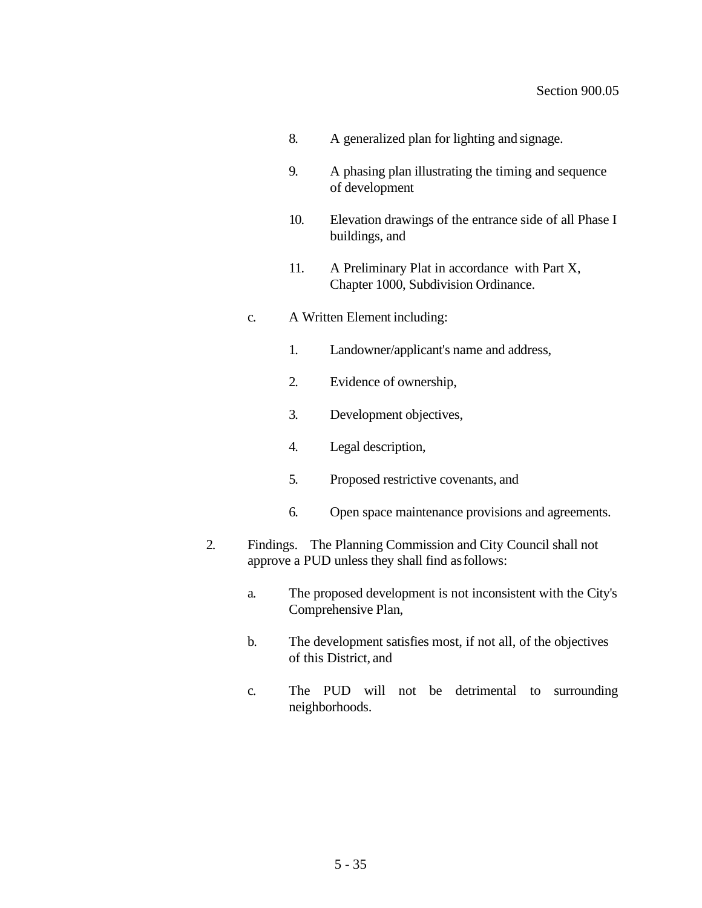8. A generalized plan for lighting and signage.

9. A phasing plan illustrating the timing and sequence of development

10. Elevation drawings of the entrance side of all Phase I buildings, and

11. A Preliminary Plat in accordance with Part X, Chapter 1000, Subdivision Ordinance.

c. A Written Element including:

   1. Landowner/applicant's name and address,

   2. Evidence of ownership,

   3. Development objectives,

   4. Legal description,

   5. Proposed restrictive covenants, and

   6. Open space maintenance provisions and agreements.

2. Findings. The Planning Commission and City Council shall not approve a PUD unless they shall find as follows:

   a. The proposed development is not inconsistent with the City's Comprehensive Plan,

   b. The development satisfies most, if not all, of the objectives of this District, and

   c. The PUD will not be detrimental to surrounding neighborhoods.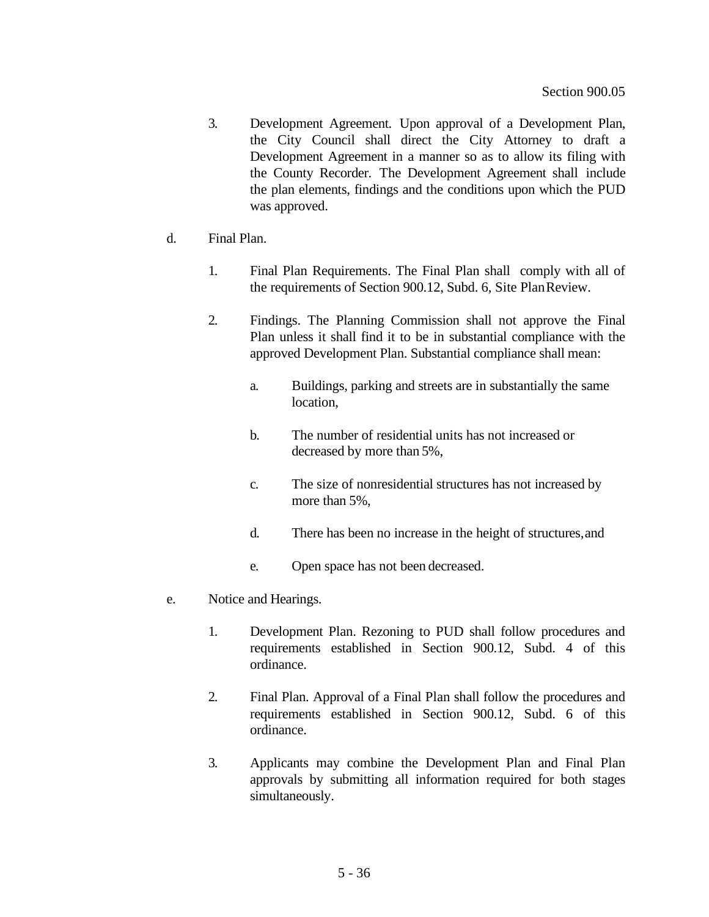3. Development Agreement. Upon approval of a Development Plan, the City Council shall direct the City Attorney to draft a Development Agreement in a manner so as to allow its filing with the County Recorder. The Development Agreement shall include the plan elements, findings and the conditions upon which the PUD was approved.

d. Final Plan.

1. Final Plan Requirements. The Final Plan shall comply with all of the requirements of Section 900.12, Subd. 6, Site Plan Review.

2. Findings. The Planning Commission shall not approve the Final Plan unless it shall find it to be in substantial compliance with the approved Development Plan. Substantial compliance shall mean:

   a. Buildings, parking and streets are in substantially the same location,

   b. The number of residential units has not increased or decreased by more than 5%,

   c. The size of nonresidential structures has not increased by more than 5%,

   d. There has been no increase in the height of structures, and

   e. Open space has not been decreased.

e. Notice and Hearings.

1. Development Plan. Rezoning to PUD shall follow procedures and requirements established in Section 900.12, Subd. 4 of this ordinance.

2. Final Plan. Approval of a Final Plan shall follow the procedures and requirements established in Section 900.12, Subd. 6 of this ordinance.

3. Applicants may combine the Development Plan and Final Plan approvals by submitting all information required for both stages simultaneously.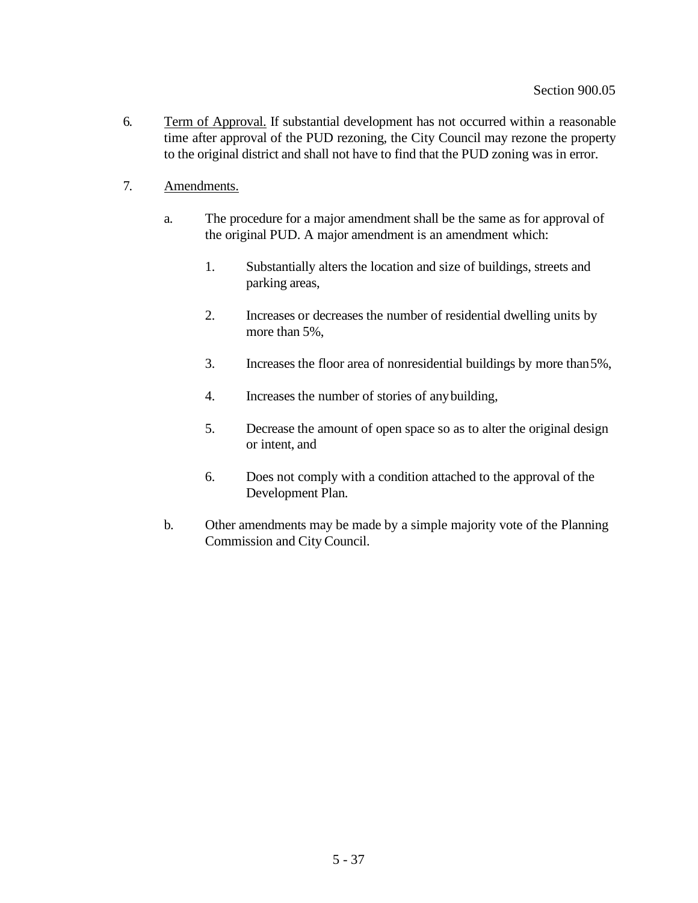6. Term of Approval. If substantial development has not occurred within a reasonable time after approval of the PUD rezoning, the City Council may rezone the property to the original district and shall not have to find that the PUD zoning was in error.

7. Amendments.

   a. The procedure for a major amendment shall be the same as for approval of the original PUD. A major amendment is an amendment which:

      1. Substantially alters the location and size of buildings, streets and parking areas,

      2. Increases or decreases the number of residential dwelling units by more than 5%,

      3. Increases the floor area of nonresidential buildings by more than 5%,

      4. Increases the number of stories of any building,

      5. Decrease the amount of open space so as to alter the original design or intent, and

      6. Does not comply with a condition attached to the approval of the Development Plan.

   b. Other amendments may be made by a simple majority vote of the Planning Commission and City Council.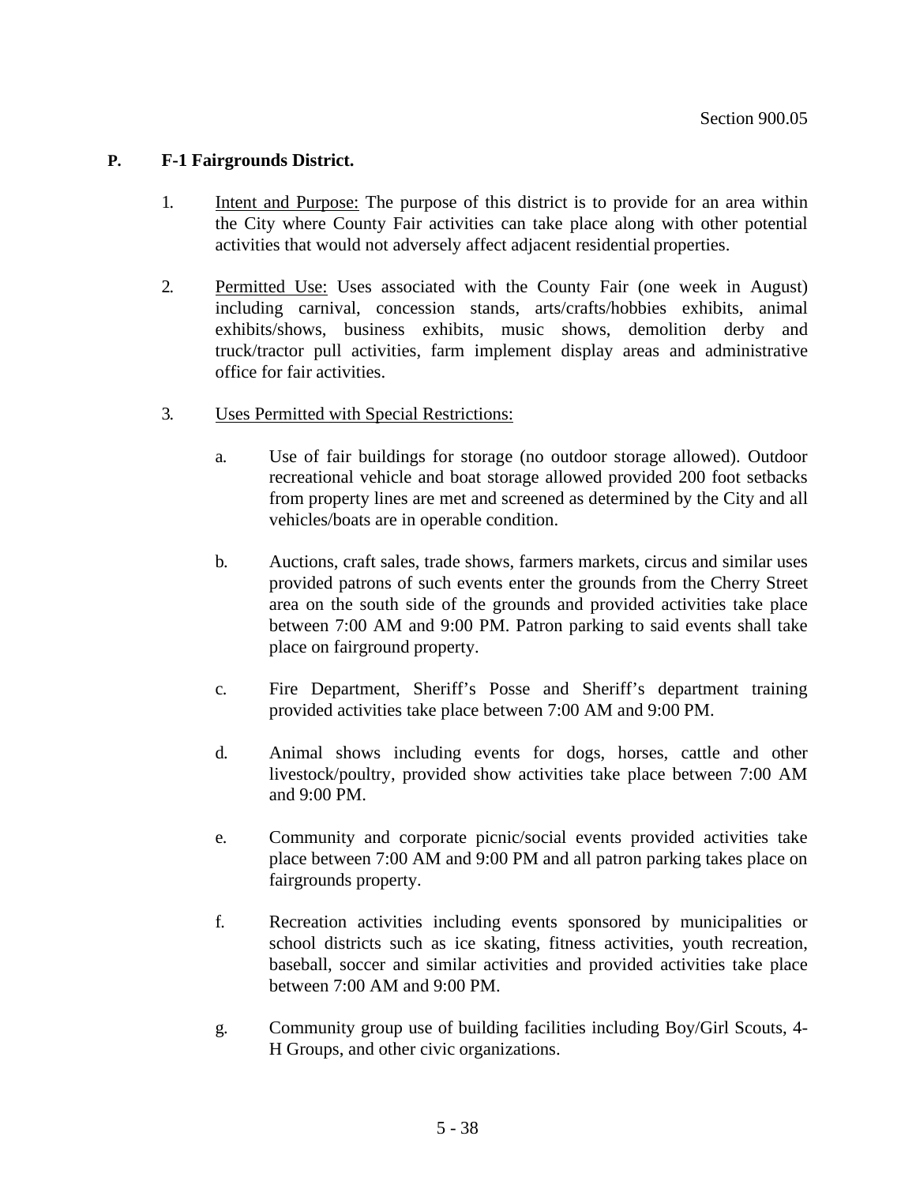**P. F-1 Fairgrounds District.**

1. Intent and Purpose: The purpose of this district is to provide for an area within the City where County Fair activities can take place along with other potential activities that would not adversely affect adjacent residential properties.

2. Permitted Use: Uses associated with the County Fair (one week in August) including carnival, concession stands, arts/crafts/hobbies exhibits, animal exhibits/shows, business exhibits, music shows, demolition derby and truck/tractor pull activities, farm implement display areas and administrative office for fair activities.

3. Uses Permitted with Special Restrictions:

   a. Use of fair buildings for storage (no outdoor storage allowed). Outdoor recreational vehicle and boat storage allowed provided 200 foot setbacks from property lines are met and screened as determined by the City and all vehicles/boats are in operable condition.

   b. Auctions, craft sales, trade shows, farmers markets, circus and similar uses provided patrons of such events enter the grounds from the Cherry Street area on the south side of the grounds and provided activities take place between 7:00 AM and 9:00 PM. Patron parking to said events shall take place on fairground property.

   c. Fire Department, Sheriff's Posse and Sheriff's department training provided activities take place between 7:00 AM and 9:00 PM.

   d. Animal shows including events for dogs, horses, cattle and other livestock/poultry, provided show activities take place between 7:00 AM and 9:00 PM.

   e. Community and corporate picnic/social events provided activities take place between 7:00 AM and 9:00 PM and all patron parking takes place on fairgrounds property.

   f. Recreation activities including events sponsored by municipalities or school districts such as ice skating, fitness activities, youth recreation, baseball, soccer and similar activities and provided activities take place between 7:00 AM and 9:00 PM.

   g. Community group use of building facilities including Boy/Girl Scouts, 4-H Groups, and other civic organizations.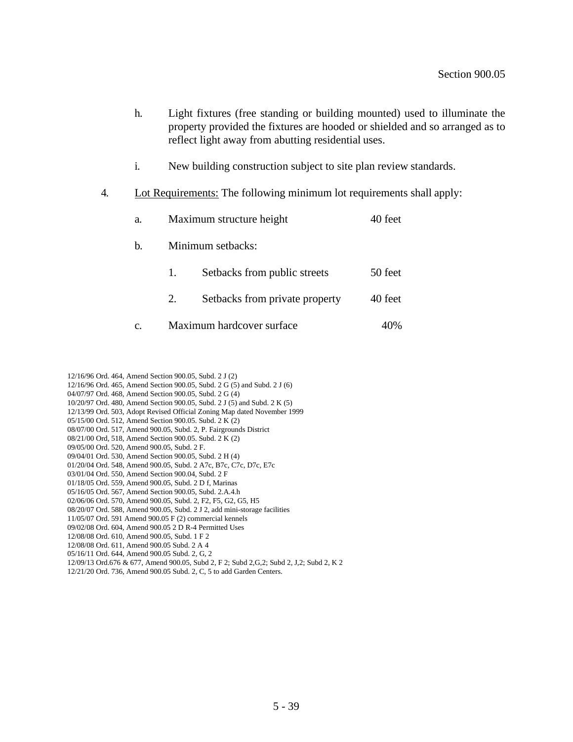h. Light fixtures (free standing or building mounted) used to illuminate the property provided the fixtures are hooded or shielded and so arranged as to reflect light away from abutting residential uses.

i. New building construction subject to site plan review standards.

4. Lot Requirements: The following minimum lot requirements shall apply:

a. Maximum structure height 40 feet

b. Minimum setbacks:

1. Setbacks from public streets 50 feet

2. Setbacks from private property 40 feet

c. Maximum hardcover surface 40%

12/16/96 Ord. 464, Amend Section 900.05, Subd. 2 J (2)
12/16/96 Ord. 465, Amend Section 900.05, Subd. 2 G (5) and Subd. 2 J (6)
04/07/97 Ord. 468, Amend Section 900.05, Subd. 2 G (4)
10/20/97 Ord. 480, Amend Section 900.05, Subd. 2 J (5) and Subd. 2 K (5)
12/13/99 Ord. 503, Adopt Revised Official Zoning Map dated November 1999
05/15/00 Ord. 512, Amend Section 900.05. Subd. 2 K (2)
08/07/00 Ord. 517, Amend 900.05, Subd. 2, P. Fairgrounds District
08/21/00 Ord, 518, Amend Section 900.05. Subd. 2 K (2)
09/05/00 Ord. 520, Amend 900.05, Subd. 2 F.
09/04/01 Ord. 530, Amend Section 900.05, Subd. 2 H (4)
01/20/04 Ord. 548, Amend 900.05, Subd. 2 A7c, B7c, C7c, D7c, E7c
03/01/04 Ord. 550, Amend Section 900.04, Subd. 2 F
01/18/05 Ord. 559, Amend 900.05, Subd. 2 D f, Marinas
05/16/05 Ord. 567, Amend Section 900.05, Subd. 2.A.4.h
02/06/06 Ord. 570, Amend 900.05, Subd. 2, F2, F5, G2, G5, H5
08/20/07 Ord. 588, Amend 900.05, Subd. 2 J 2, add mini-storage facilities
11/05/07 Ord. 591 Amend 900.05 F (2) commercial kennels
09/02/08 Ord. 604, Amend 900.05 2 D R-4 Permitted Uses
12/08/08 Ord. 610, Amend 900.05, Subd. 1 F 2
12/08/08 Ord. 611, Amend 900.05 Subd. 2 A 4
05/16/11 Ord. 644, Amend 900.05 Subd. 2, G, 2
12/09/13 Ord.676 & 677, Amend 900.05, Subd 2, F 2; Subd 2,G,2; Subd 2, J,2; Subd 2, K 2
12/21/20 Ord. 736, Amend 900.05 Subd. 2, C, 5 to add Garden Centers.